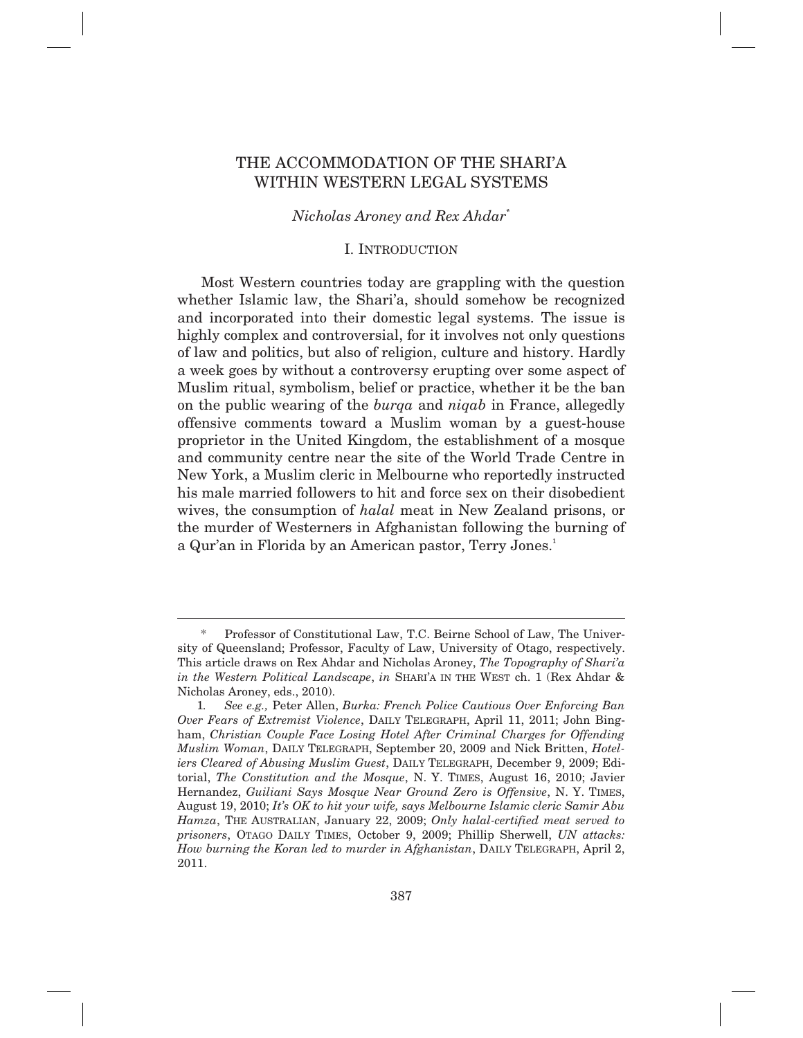# THE ACCOMMODATION OF THE SHARI'A WITHIN WESTERN LEGAL SYSTEMS

*Nicholas Aroney and Rex Ahdar*[*]

## I. INTRODUCTION

Most Western countries today are grappling with the question whether Islamic law, the Shari'a, should somehow be recognized and incorporated into their domestic legal systems. The issue is highly complex and controversial, for it involves not only questions of law and politics, but also of religion, culture and history. Hardly a week goes by without a controversy erupting over some aspect of Muslim ritual, symbolism, belief or practice, whether it be the ban on the public wearing of the *burqa* and *niqab* in France, allegedly offensive comments toward a Muslim woman by a guest-house proprietor in the United Kingdom, the establishment of a mosque and community centre near the site of the World Trade Centre in New York, a Muslim cleric in Melbourne who reportedly instructed his male married followers to hit and force sex on their disobedient wives, the consumption of *halal* meat in New Zealand prisons, or the murder of Westerners in Afghanistan following the burning of a Qur'an in Florida by an American pastor, Terry Jones.[1]

---

\* Professor of Constitutional Law, T.C. Beirne School of Law, The University of Queensland; Professor, Faculty of Law, University of Otago, respectively. This article draws on Rex Ahdar and Nicholas Aroney, *The Topography of Shari'a in the Western Political Landscape*, *in* SHARI'A IN THE WEST ch. 1 (Rex Ahdar & Nicholas Aroney, eds., 2010).

1. *See e.g.,* Peter Allen, *Burka: French Police Cautious Over Enforcing Ban Over Fears of Extremist Violence*, DAILY TELEGRAPH, April 11, 2011; John Bingham, *Christian Couple Face Losing Hotel After Criminal Charges for Offending Muslim Woman*, DAILY TELEGRAPH, September 20, 2009 and Nick Britten, *Hoteliers Cleared of Abusing Muslim Guest*, DAILY TELEGRAPH, December 9, 2009; Editorial, *The Constitution and the Mosque*, N. Y. TIMES, August 16, 2010; Javier Hernandez, *Guiliani Says Mosque Near Ground Zero is Offensive*, N. Y. TIMES, August 19, 2010; *It's OK to hit your wife, says Melbourne Islamic cleric Samir Abu Hamza*, THE AUSTRALIAN, January 22, 2009; *Only halal-certified meat served to prisoners*, OTAGO DAILY TIMES, October 9, 2009; Phillip Sherwell, *UN attacks: How burning the Koran led to murder in Afghanistan*, DAILY TELEGRAPH, April 2, 2011.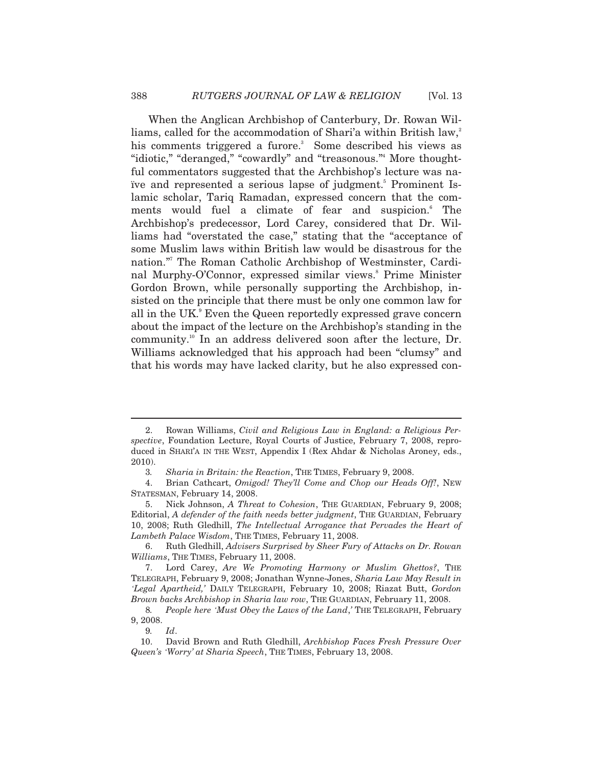When the Anglican Archbishop of Canterbury, Dr. Rowan Williams, called for the accommodation of Shari'a within British law,[2] his comments triggered a furore.[3] Some described his views as "idiotic," "deranged," "cowardly" and "treasonous."[4] More thoughtful commentators suggested that the Archbishop's lecture was naïve and represented a serious lapse of judgment.[5] Prominent Islamic scholar, Tariq Ramadan, expressed concern that the comments would fuel a climate of fear and suspicion.[6] The Archbishop's predecessor, Lord Carey, considered that Dr. Williams had "overstated the case," stating that the "acceptance of some Muslim laws within British law would be disastrous for the nation."[7] The Roman Catholic Archbishop of Westminster, Cardinal Murphy-O'Connor, expressed similar views.[8] Prime Minister Gordon Brown, while personally supporting the Archbishop, insisted on the principle that there must be only one common law for all in the UK.[9] Even the Queen reportedly expressed grave concern about the impact of the lecture on the Archbishop's standing in the community.[10] In an address delivered soon after the lecture, Dr. Williams acknowledged that his approach had been "clumsy" and that his words may have lacked clarity, but he also expressed con-

---

2. Rowan Williams, *Civil and Religious Law in England: a Religious Perspective*, Foundation Lecture, Royal Courts of Justice, February 7, 2008, reproduced in SHARI'A IN THE WEST, Appendix I (Rex Ahdar & Nicholas Aroney, eds., 2010).

3. *Sharia in Britain: the Reaction*, THE TIMES, February 9, 2008.

4. Brian Cathcart, *Omigod! They'll Come and Chop our Heads Off!*, NEW STATESMAN, February 14, 2008.

5. Nick Johnson, *A Threat to Cohesion*, THE GUARDIAN, February 9, 2008; Editorial, *A defender of the faith needs better judgment*, THE GUARDIAN, February 10, 2008; Ruth Gledhill, *The Intellectual Arrogance that Pervades the Heart of Lambeth Palace Wisdom*, THE TIMES, February 11, 2008.

6. Ruth Gledhill, *Advisers Surprised by Sheer Fury of Attacks on Dr. Rowan Williams*, THE TIMES, February 11, 2008.

7. Lord Carey, *Are We Promoting Harmony or Muslim Ghettos?*, THE TELEGRAPH, February 9, 2008; Jonathan Wynne-Jones, *Sharia Law May Result in 'Legal Apartheid,'* DAILY TELEGRAPH, February 10, 2008; Riazat Butt, *Gordon Brown backs Archbishop in Sharia law row*, THE GUARDIAN, February 11, 2008.

8. *People here 'Must Obey the Laws of the Land,'* THE TELEGRAPH, February 9, 2008.

9. *Id*.

10. David Brown and Ruth Gledhill, *Archbishop Faces Fresh Pressure Over Queen's 'Worry' at Sharia Speech*, THE TIMES, February 13, 2008.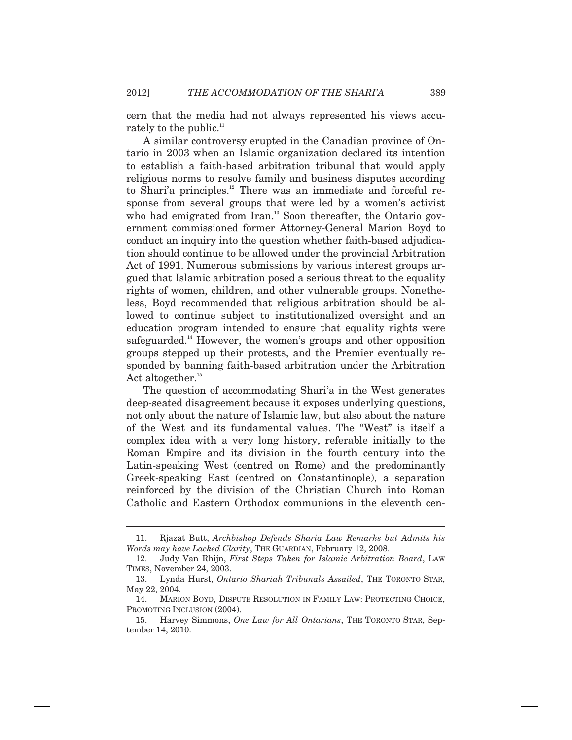cern that the media had not always represented his views accurately to the public.[11]

A similar controversy erupted in the Canadian province of Ontario in 2003 when an Islamic organization declared its intention to establish a faith-based arbitration tribunal that would apply religious norms to resolve family and business disputes according to Shari'a principles.[12] There was an immediate and forceful response from several groups that were led by a women's activist who had emigrated from Iran.[13] Soon thereafter, the Ontario government commissioned former Attorney-General Marion Boyd to conduct an inquiry into the question whether faith-based adjudication should continue to be allowed under the provincial Arbitration Act of 1991. Numerous submissions by various interest groups argued that Islamic arbitration posed a serious threat to the equality rights of women, children, and other vulnerable groups. Nonetheless, Boyd recommended that religious arbitration should be allowed to continue subject to institutionalized oversight and an education program intended to ensure that equality rights were safeguarded.[14] However, the women's groups and other opposition groups stepped up their protests, and the Premier eventually responded by banning faith-based arbitration under the Arbitration Act altogether.[15]

The question of accommodating Shari'a in the West generates deep-seated disagreement because it exposes underlying questions, not only about the nature of Islamic law, but also about the nature of the West and its fundamental values. The "West" is itself a complex idea with a very long history, referable initially to the Roman Empire and its division in the fourth century into the Latin-speaking West (centred on Rome) and the predominantly Greek-speaking East (centred on Constantinople), a separation reinforced by the division of the Christian Church into Roman Catholic and Eastern Orthodox communions in the eleventh cen-

---

11. Rjazat Butt, *Archbishop Defends Sharia Law Remarks but Admits his Words may have Lacked Clarity*, THE GUARDIAN, February 12, 2008.

12. Judy Van Rhijn, *First Steps Taken for Islamic Arbitration Board*, LAW TIMES, November 24, 2003.

13. Lynda Hurst, *Ontario Shariah Tribunals Assailed*, THE TORONTO STAR, May 22, 2004.

14. MARION BOYD, DISPUTE RESOLUTION IN FAMILY LAW: PROTECTING CHOICE, PROMOTING INCLUSION (2004).

15. Harvey Simmons, *One Law for All Ontarians*, THE TORONTO STAR, September 14, 2010.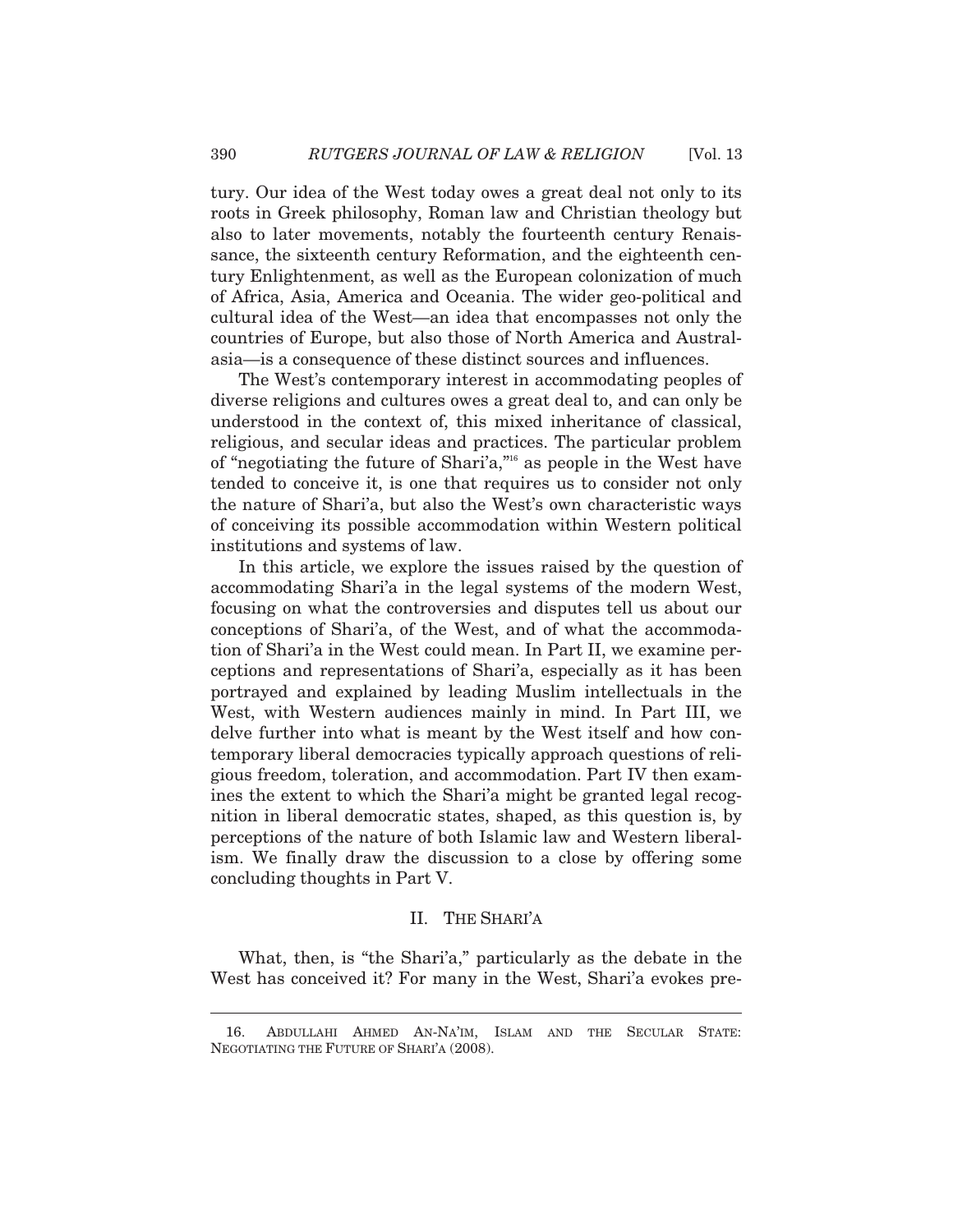tury. Our idea of the West today owes a great deal not only to its roots in Greek philosophy, Roman law and Christian theology but also to later movements, notably the fourteenth century Renaissance, the sixteenth century Reformation, and the eighteenth century Enlightenment, as well as the European colonization of much of Africa, Asia, America and Oceania. The wider geo-political and cultural idea of the West—an idea that encompasses not only the countries of Europe, but also those of North America and Australasia—is a consequence of these distinct sources and influences.

The West's contemporary interest in accommodating peoples of diverse religions and cultures owes a great deal to, and can only be understood in the context of, this mixed inheritance of classical, religious, and secular ideas and practices. The particular problem of "negotiating the future of Shari'a,"[16] as people in the West have tended to conceive it, is one that requires us to consider not only the nature of Shari'a, but also the West's own characteristic ways of conceiving its possible accommodation within Western political institutions and systems of law.

In this article, we explore the issues raised by the question of accommodating Shari'a in the legal systems of the modern West, focusing on what the controversies and disputes tell us about our conceptions of Shari'a, of the West, and of what the accommodation of Shari'a in the West could mean. In Part II, we examine perceptions and representations of Shari'a, especially as it has been portrayed and explained by leading Muslim intellectuals in the West, with Western audiences mainly in mind. In Part III, we delve further into what is meant by the West itself and how contemporary liberal democracies typically approach questions of religious freedom, toleration, and accommodation. Part IV then examines the extent to which the Shari'a might be granted legal recognition in liberal democratic states, shaped, as this question is, by perceptions of the nature of both Islamic law and Western liberalism. We finally draw the discussion to a close by offering some concluding thoughts in Part V.

## II. THE SHARI'A

What, then, is "the Shari'a," particularly as the debate in the West has conceived it? For many in the West, Shari'a evokes pre-

---

16. ABDULLAHI AHMED AN-NA'IM, ISLAM AND THE SECULAR STATE: NEGOTIATING THE FUTURE OF SHARI'A (2008).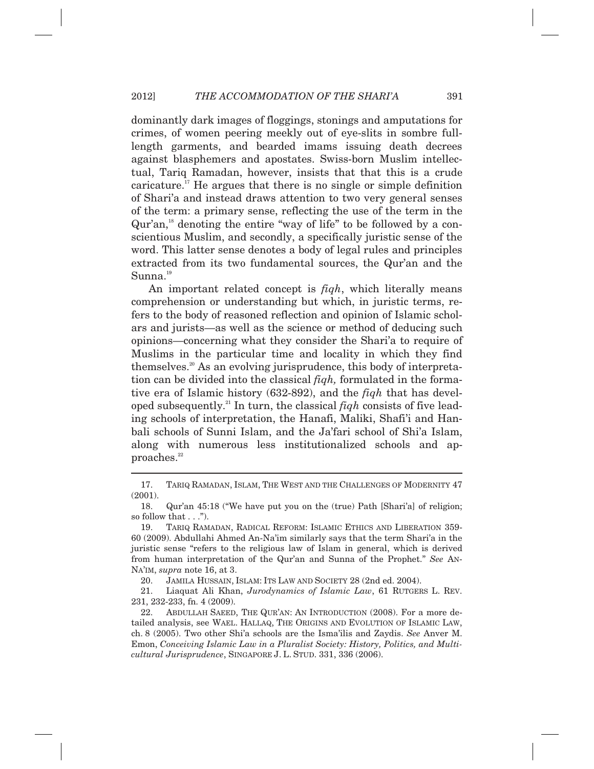dominantly dark images of floggings, stonings and amputations for crimes, of women peering meekly out of eye-slits in sombre full-length garments, and bearded imams issuing death decrees against blasphemers and apostates. Swiss-born Muslim intellectual, Tariq Ramadan, however, insists that that this is a crude caricature.[17] He argues that there is no single or simple definition of Shari'a and instead draws attention to two very general senses of the term: a primary sense, reflecting the use of the term in the Qur'an,[18] denoting the entire "way of life" to be followed by a conscientious Muslim, and secondly, a specifically juristic sense of the word. This latter sense denotes a body of legal rules and principles extracted from its two fundamental sources, the Qur'an and the Sunna.[19]

An important related concept is *fiqh*, which literally means comprehension or understanding but which, in juristic terms, refers to the body of reasoned reflection and opinion of Islamic scholars and jurists—as well as the science or method of deducing such opinions—concerning what they consider the Shari'a to require of Muslims in the particular time and locality in which they find themselves.[20] As an evolving jurisprudence, this body of interpretation can be divided into the classical *fiqh,* formulated in the formative era of Islamic history (632-892), and the *fiqh* that has developed subsequently.[21] In turn, the classical *fiqh* consists of five leading schools of interpretation, the Hanafi, Maliki, Shafi'i and Hanbali schools of Sunni Islam, and the Ja'fari school of Shi'a Islam, along with numerous less institutionalized schools and approaches.[22]

---

17. TARIQ RAMADAN, ISLAM, THE WEST AND THE CHALLENGES OF MODERNITY 47 (2001).

18. Qur'an 45:18 ("We have put you on the (true) Path [Shari'a] of religion; so follow that . . .").

19. TARIQ RAMADAN, RADICAL REFORM: ISLAMIC ETHICS AND LIBERATION 359-60 (2009). Abdullahi Ahmed An-Na'im similarly says that the term Shari'a in the juristic sense "refers to the religious law of Islam in general, which is derived from human interpretation of the Qur'an and Sunna of the Prophet." *See* AN-NA'IM, *supra* note 16, at 3.

20. JAMILA HUSSAIN, ISLAM: ITS LAW AND SOCIETY 28 (2nd ed. 2004).

21. Liaquat Ali Khan, *Jurodynamics of Islamic Law*, 61 RUTGERS L. REV. 231, 232-233, fn. 4 (2009).

22. ABDULLAH SAEED, THE QUR'AN: AN INTRODUCTION (2008). For a more detailed analysis, see WAEL. HALLAQ, THE ORIGINS AND EVOLUTION OF ISLAMIC LAW, ch. 8 (2005). Two other Shi'a schools are the Isma'ilis and Zaydis. *See* Anver M. Emon, *Conceiving Islamic Law in a Pluralist Society: History, Politics, and Multicultural Jurisprudence*, SINGAPORE J. L. STUD. 331, 336 (2006).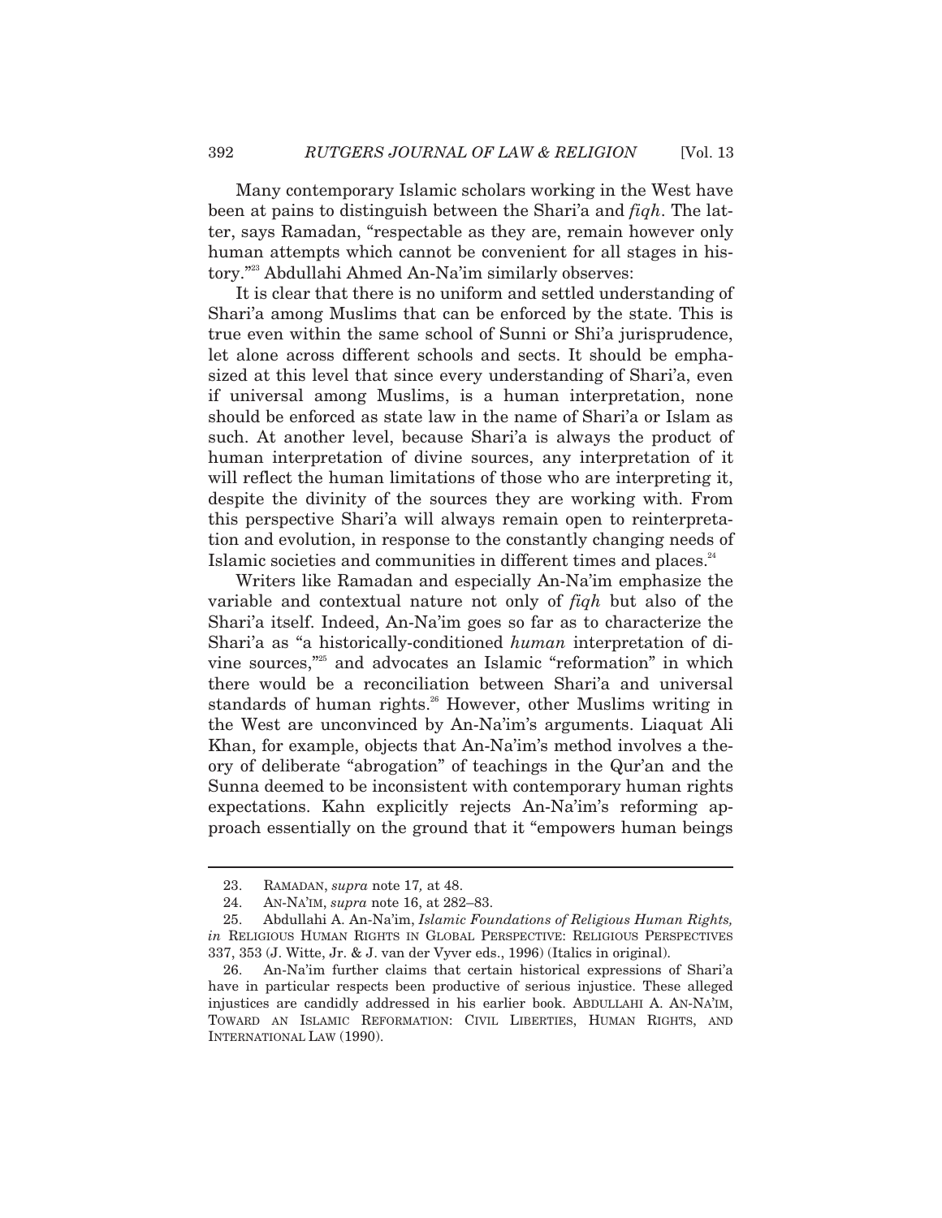Many contemporary Islamic scholars working in the West have been at pains to distinguish between the Shari'a and *fiqh*. The latter, says Ramadan, "respectable as they are, remain however only human attempts which cannot be convenient for all stages in history."[23] Abdullahi Ahmed An-Na'im similarly observes:

> It is clear that there is no uniform and settled understanding of Shari'a among Muslims that can be enforced by the state. This is true even within the same school of Sunni or Shi'a jurisprudence, let alone across different schools and sects. It should be emphasized at this level that since every understanding of Shari'a, even if universal among Muslims, is a human interpretation, none should be enforced as state law in the name of Shari'a or Islam as such. At another level, because Shari'a is always the product of human interpretation of divine sources, any interpretation of it will reflect the human limitations of those who are interpreting it, despite the divinity of the sources they are working with. From this perspective Shari'a will always remain open to reinterpretation and evolution, in response to the constantly changing needs of Islamic societies and communities in different times and places.[24]

Writers like Ramadan and especially An-Na'im emphasize the variable and contextual nature not only of *fiqh* but also of the Shari'a itself. Indeed, An-Na'im goes so far as to characterize the Shari'a as "a historically-conditioned *human* interpretation of divine sources,"[25] and advocates an Islamic "reformation" in which there would be a reconciliation between Shari'a and universal standards of human rights.[26] However, other Muslims writing in the West are unconvinced by An-Na'im's arguments. Liaquat Ali Khan, for example, objects that An-Na'im's method involves a theory of deliberate "abrogation" of teachings in the Qur'an and the Sunna deemed to be inconsistent with contemporary human rights expectations. Kahn explicitly rejects An-Na'im's reforming approach essentially on the ground that it "empowers human beings

---

23. RAMADAN, *supra* note 17*,* at 48.

24. AN-NA'IM, *supra* note 16, at 282–83.

25. Abdullahi A. An-Na'im, *Islamic Foundations of Religious Human Rights, in* RELIGIOUS HUMAN RIGHTS IN GLOBAL PERSPECTIVE: RELIGIOUS PERSPECTIVES 337, 353 (J. Witte, Jr. & J. van der Vyver eds., 1996) (Italics in original).

26. An-Na'im further claims that certain historical expressions of Shari'a have in particular respects been productive of serious injustice. These alleged injustices are candidly addressed in his earlier book. ABDULLAHI A. AN-NA'IM, TOWARD AN ISLAMIC REFORMATION: CIVIL LIBERTIES, HUMAN RIGHTS, AND INTERNATIONAL LAW (1990).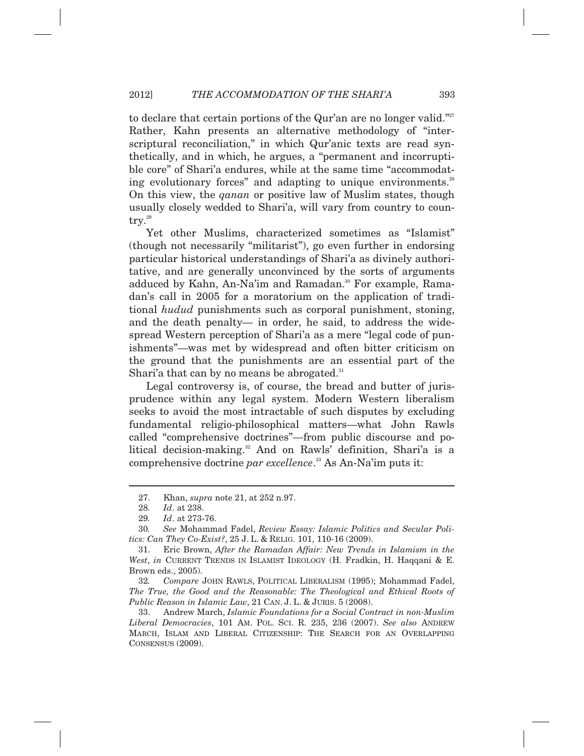to declare that certain portions of the Qur'an are no longer valid."[27] Rather, Kahn presents an alternative methodology of "inter-scriptural reconciliation," in which Qur'anic texts are read synthetically, and in which, he argues, a "permanent and incorruptible core" of Shari'a endures, while at the same time "accommodating evolutionary forces" and adapting to unique environments.[28] On this view, the *qanan* or positive law of Muslim states, though usually closely wedded to Shari'a, will vary from country to country.[29]

Yet other Muslims, characterized sometimes as "Islamist" (though not necessarily "militarist"), go even further in endorsing particular historical understandings of Shari'a as divinely authoritative, and are generally unconvinced by the sorts of arguments adduced by Kahn, An-Na'im and Ramadan.[30] For example, Ramadan's call in 2005 for a moratorium on the application of traditional *hudud* punishments such as corporal punishment, stoning, and the death penalty— in order, he said, to address the widespread Western perception of Shari'a as a mere "legal code of punishments"—was met by widespread and often bitter criticism on the ground that the punishments are an essential part of the Shari'a that can by no means be abrogated.[31]

Legal controversy is, of course, the bread and butter of jurisprudence within any legal system. Modern Western liberalism seeks to avoid the most intractable of such disputes by excluding fundamental religio-philosophical matters—what John Rawls called "comprehensive doctrines"—from public discourse and political decision-making.[32] And on Rawls' definition, Shari'a is a comprehensive doctrine *par excellence*.[33] As An-Na'im puts it:

---

27. Khan, *supra* note 21, at 252 n.97.

28. *Id*. at 238.

29. *Id*. at 273-76.

30. *See* Mohammad Fadel, *Review Essay: Islamic Politics and Secular Politics: Can They Co-Exist?*, 25 J. L. & RELIG. 101, 110-16 (2009).

31. Eric Brown, *After the Ramadan Affair: New Trends in Islamism in the West*, *in* CURRENT TRENDS IN ISLAMIST IDEOLOGY (H. Fradkin, H. Haqqani & E. Brown eds., 2005).

32. *Compare* JOHN RAWLS, POLITICAL LIBERALISM (1995); Mohammad Fadel, *The True, the Good and the Reasonable: The Theological and Ethical Roots of Public Reason in Islamic Law*, 21 CAN. J. L. & JURIS. 5 (2008).

33. Andrew March, *Islamic Foundations for a Social Contract in non-Muslim Liberal Democracies*, 101 AM. POL. SCI. R. 235, 236 (2007). *See also* ANDREW MARCH, ISLAM AND LIBERAL CITIZENSHIP: THE SEARCH FOR AN OVERLAPPING CONSENSUS (2009).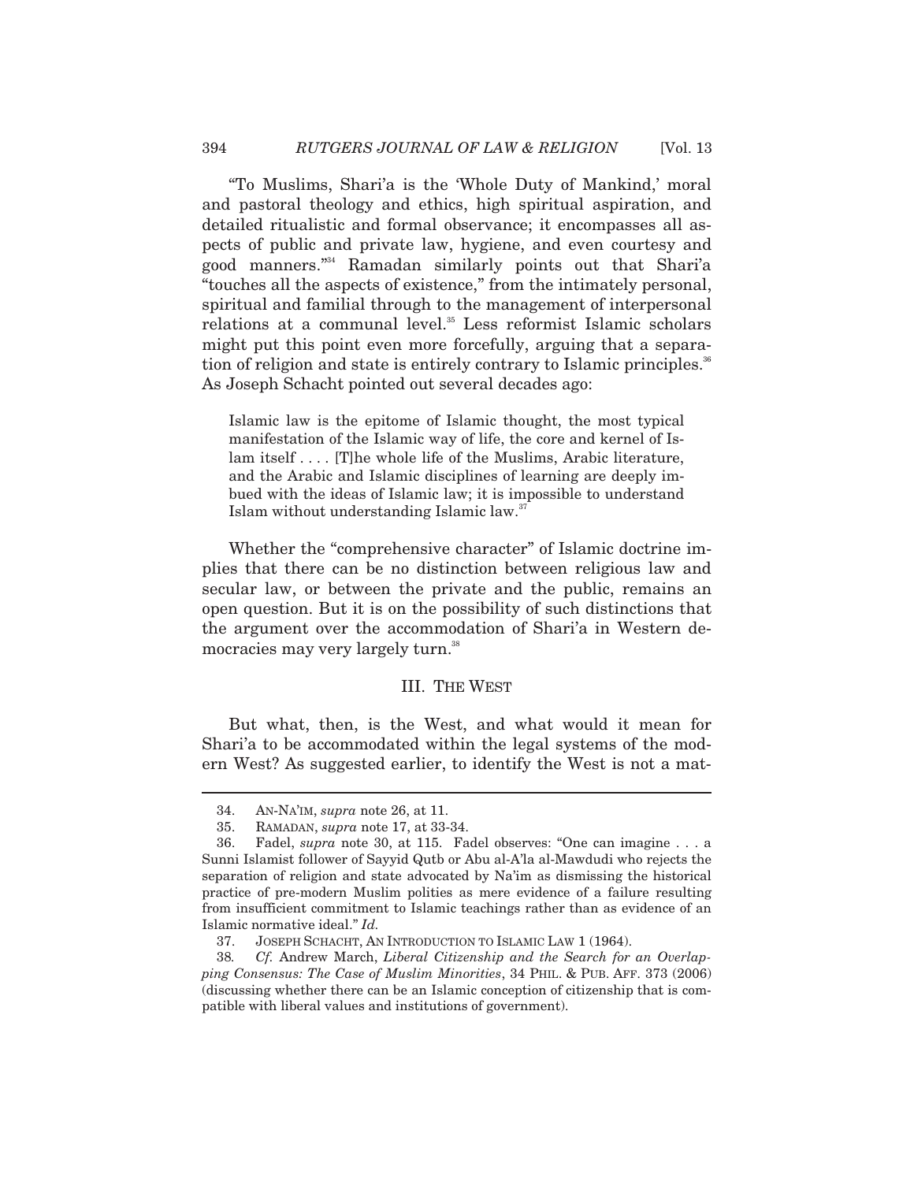"To Muslims, Shari'a is the 'Whole Duty of Mankind,' moral and pastoral theology and ethics, high spiritual aspiration, and detailed ritualistic and formal observance; it encompasses all aspects of public and private law, hygiene, and even courtesy and good manners."[34] Ramadan similarly points out that Shari'a "touches all the aspects of existence," from the intimately personal, spiritual and familial through to the management of interpersonal relations at a communal level.[35] Less reformist Islamic scholars might put this point even more forcefully, arguing that a separation of religion and state is entirely contrary to Islamic principles.[36] As Joseph Schacht pointed out several decades ago:

> Islamic law is the epitome of Islamic thought, the most typical manifestation of the Islamic way of life, the core and kernel of Islam itself . . . . [T]he whole life of the Muslims, Arabic literature, and the Arabic and Islamic disciplines of learning are deeply imbued with the ideas of Islamic law; it is impossible to understand Islam without understanding Islamic law.[37]

Whether the "comprehensive character" of Islamic doctrine implies that there can be no distinction between religious law and secular law, or between the private and the public, remains an open question. But it is on the possibility of such distinctions that the argument over the accommodation of Shari'a in Western democracies may very largely turn.[38]

## III. THE WEST

But what, then, is the West, and what would it mean for Shari'a to be accommodated within the legal systems of the modern West? As suggested earlier, to identify the West is not a mat-

---

34. AN-NA'IM, *supra* note 26, at 11.

35. RAMADAN, *supra* note 17, at 33-34.

36. Fadel, *supra* note 30, at 115. Fadel observes: "One can imagine . . . a Sunni Islamist follower of Sayyid Qutb or Abu al-A'la al-Mawdudi who rejects the separation of religion and state advocated by Na'im as dismissing the historical practice of pre-modern Muslim polities as mere evidence of a failure resulting from insufficient commitment to Islamic teachings rather than as evidence of an Islamic normative ideal." *Id.*

37. JOSEPH SCHACHT, AN INTRODUCTION TO ISLAMIC LAW 1 (1964).

38. *Cf.* Andrew March, *Liberal Citizenship and the Search for an Overlapping Consensus: The Case of Muslim Minorities*, 34 PHIL. & PUB. AFF. 373 (2006) (discussing whether there can be an Islamic conception of citizenship that is compatible with liberal values and institutions of government).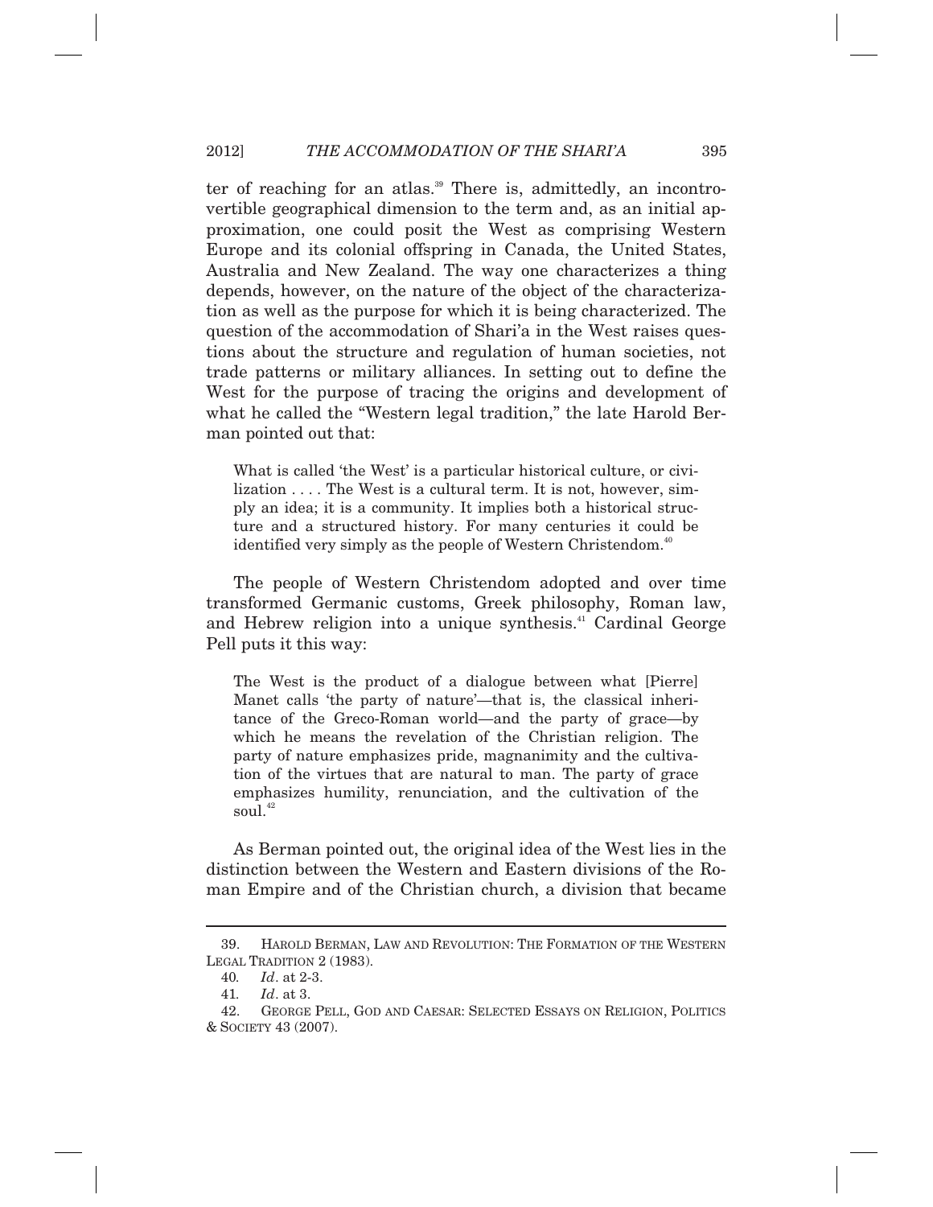ter of reaching for an atlas.[39] There is, admittedly, an incontrovertible geographical dimension to the term and, as an initial approximation, one could posit the West as comprising Western Europe and its colonial offspring in Canada, the United States, Australia and New Zealand. The way one characterizes a thing depends, however, on the nature of the object of the characterization as well as the purpose for which it is being characterized. The question of the accommodation of Shari'a in the West raises questions about the structure and regulation of human societies, not trade patterns or military alliances. In setting out to define the West for the purpose of tracing the origins and development of what he called the "Western legal tradition," the late Harold Berman pointed out that:

> What is called 'the West' is a particular historical culture, or civilization . . . . The West is a cultural term. It is not, however, simply an idea; it is a community. It implies both a historical structure and a structured history. For many centuries it could be identified very simply as the people of Western Christendom.[40]

The people of Western Christendom adopted and over time transformed Germanic customs, Greek philosophy, Roman law, and Hebrew religion into a unique synthesis.[41] Cardinal George Pell puts it this way:

> The West is the product of a dialogue between what [Pierre] Manet calls 'the party of nature'—that is, the classical inheritance of the Greco-Roman world—and the party of grace—by which he means the revelation of the Christian religion. The party of nature emphasizes pride, magnanimity and the cultivation of the virtues that are natural to man. The party of grace emphasizes humility, renunciation, and the cultivation of the soul.[42]

As Berman pointed out, the original idea of the West lies in the distinction between the Western and Eastern divisions of the Roman Empire and of the Christian church, a division that became

---

39. HAROLD BERMAN, LAW AND REVOLUTION: THE FORMATION OF THE WESTERN LEGAL TRADITION 2 (1983).

40. *Id*. at 2-3.

41. *Id*. at 3.

42. GEORGE PELL, GOD AND CAESAR: SELECTED ESSAYS ON RELIGION, POLITICS & SOCIETY 43 (2007).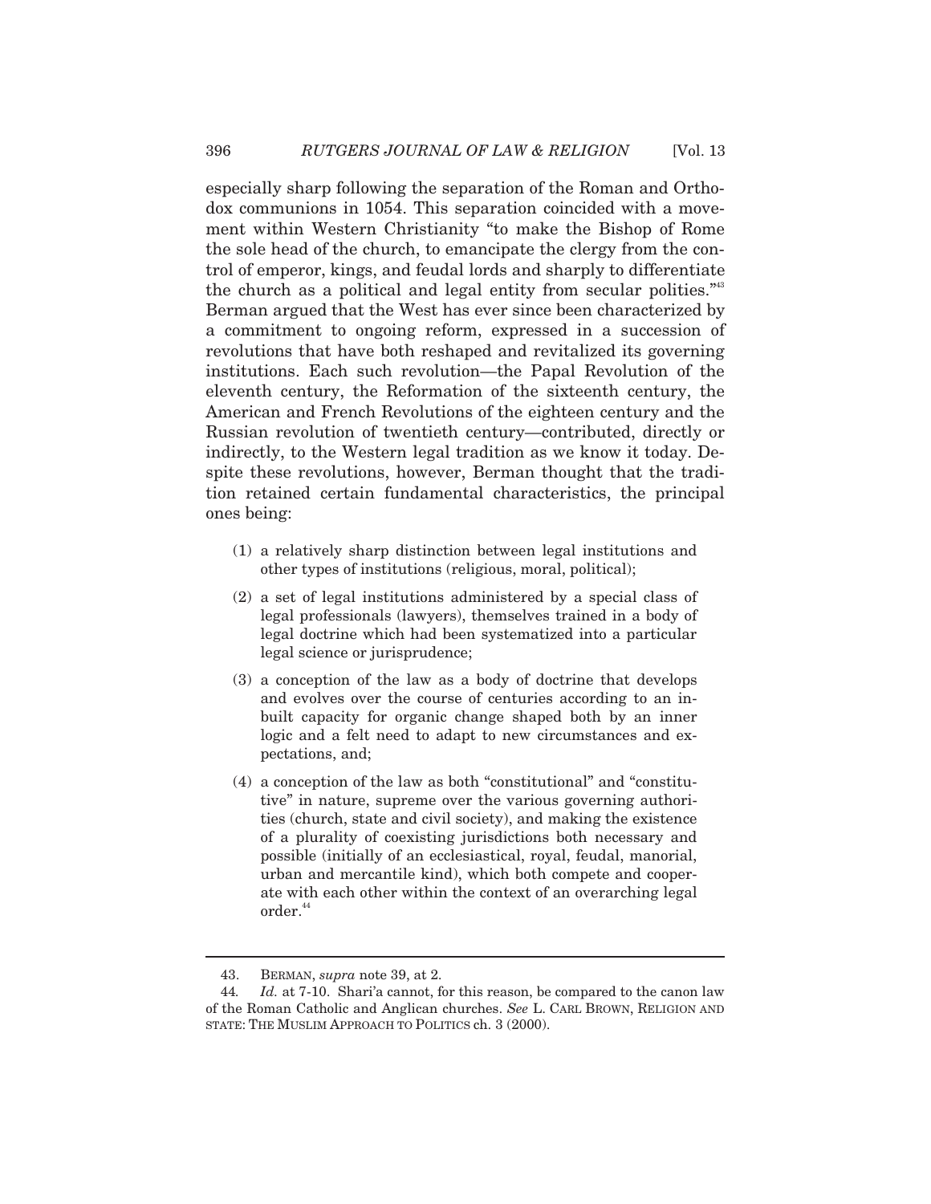especially sharp following the separation of the Roman and Orthodox communions in 1054. This separation coincided with a movement within Western Christianity "to make the Bishop of Rome the sole head of the church, to emancipate the clergy from the control of emperor, kings, and feudal lords and sharply to differentiate the church as a political and legal entity from secular polities."[43] Berman argued that the West has ever since been characterized by a commitment to ongoing reform, expressed in a succession of revolutions that have both reshaped and revitalized its governing institutions. Each such revolution—the Papal Revolution of the eleventh century, the Reformation of the sixteenth century, the American and French Revolutions of the eighteen century and the Russian revolution of twentieth century—contributed, directly or indirectly, to the Western legal tradition as we know it today. Despite these revolutions, however, Berman thought that the tradition retained certain fundamental characteristics, the principal ones being:

> (1) a relatively sharp distinction between legal institutions and other types of institutions (religious, moral, political);
>
> (2) a set of legal institutions administered by a special class of legal professionals (lawyers), themselves trained in a body of legal doctrine which had been systematized into a particular legal science or jurisprudence;
>
> (3) a conception of the law as a body of doctrine that develops and evolves over the course of centuries according to an inbuilt capacity for organic change shaped both by an inner logic and a felt need to adapt to new circumstances and expectations, and;
>
> (4) a conception of the law as both "constitutional" and "constitutive" in nature, supreme over the various governing authorities (church, state and civil society), and making the existence of a plurality of coexisting jurisdictions both necessary and possible (initially of an ecclesiastical, royal, feudal, manorial, urban and mercantile kind), which both compete and cooperate with each other within the context of an overarching legal order.[44]

---

43. BERMAN, *supra* note 39, at 2.

44. *Id.* at 7-10. Shari'a cannot, for this reason, be compared to the canon law of the Roman Catholic and Anglican churches. *See* L. CARL BROWN, RELIGION AND STATE: THE MUSLIM APPROACH TO POLITICS ch. 3 (2000).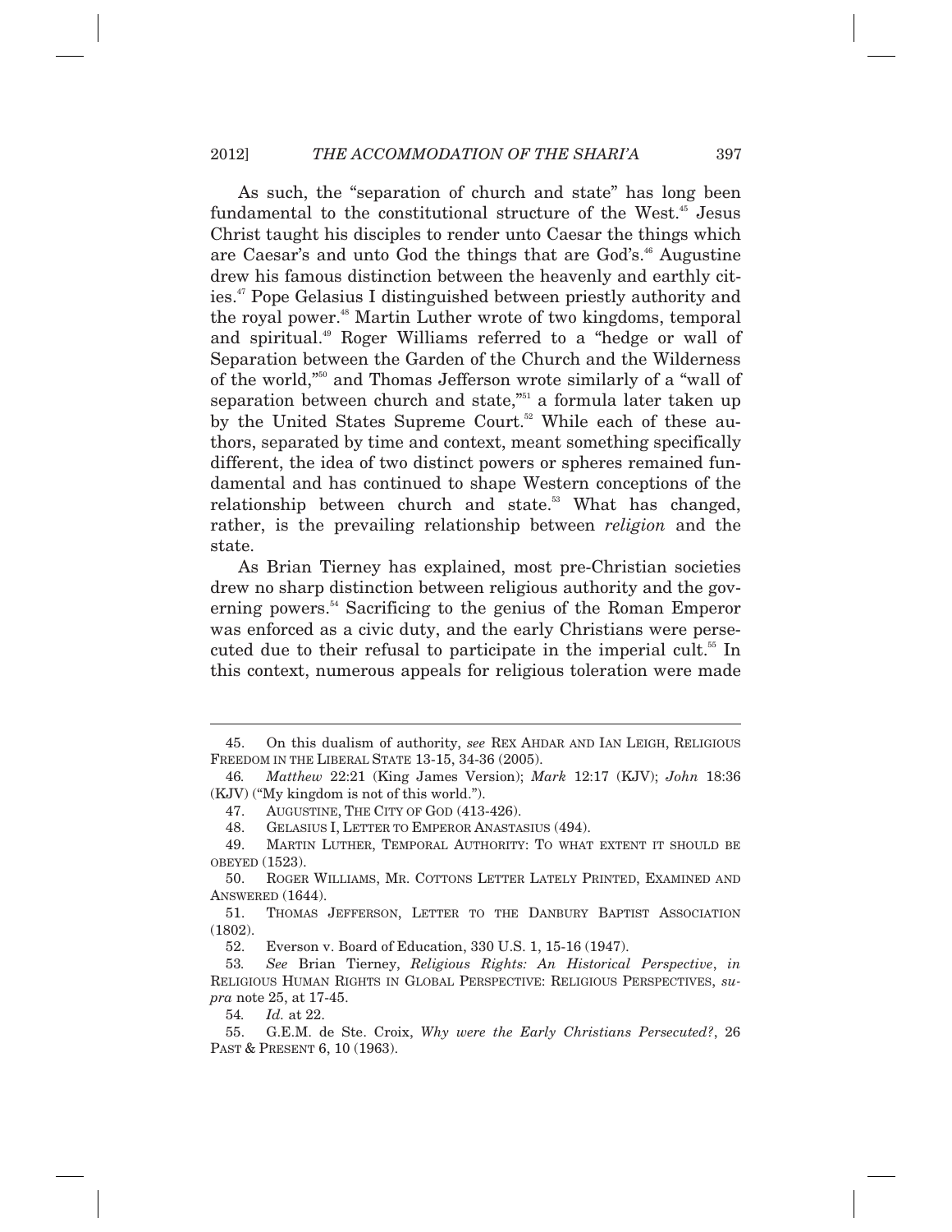As such, the "separation of church and state" has long been fundamental to the constitutional structure of the West.[45] Jesus Christ taught his disciples to render unto Caesar the things which are Caesar's and unto God the things that are God's.[46] Augustine drew his famous distinction between the heavenly and earthly cities.[47] Pope Gelasius I distinguished between priestly authority and the royal power.[48] Martin Luther wrote of two kingdoms, temporal and spiritual.[49] Roger Williams referred to a "hedge or wall of Separation between the Garden of the Church and the Wilderness of the world,"[50] and Thomas Jefferson wrote similarly of a "wall of separation between church and state,"[51] a formula later taken up by the United States Supreme Court.[52] While each of these authors, separated by time and context, meant something specifically different, the idea of two distinct powers or spheres remained fundamental and has continued to shape Western conceptions of the relationship between church and state.[53] What has changed, rather, is the prevailing relationship between *religion* and the state.

As Brian Tierney has explained, most pre-Christian societies drew no sharp distinction between religious authority and the governing powers.[54] Sacrificing to the genius of the Roman Emperor was enforced as a civic duty, and the early Christians were persecuted due to their refusal to participate in the imperial cult.[55] In this context, numerous appeals for religious toleration were made

---

45. On this dualism of authority, *see* REX AHDAR AND IAN LEIGH, RELIGIOUS FREEDOM IN THE LIBERAL STATE 13-15, 34-36 (2005).

46. *Matthew* 22:21 (King James Version); *Mark* 12:17 (KJV); *John* 18:36 (KJV) ("My kingdom is not of this world.").

47. AUGUSTINE, THE CITY OF GOD (413-426).

48. GELASIUS I, LETTER TO EMPEROR ANASTASIUS (494).

49. MARTIN LUTHER, TEMPORAL AUTHORITY: TO WHAT EXTENT IT SHOULD BE OBEYED (1523).

50. ROGER WILLIAMS, MR. COTTONS LETTER LATELY PRINTED, EXAMINED AND ANSWERED (1644).

51. THOMAS JEFFERSON, LETTER TO THE DANBURY BAPTIST ASSOCIATION (1802).

52. Everson v. Board of Education, 330 U.S. 1, 15-16 (1947).

53. *See* Brian Tierney, *Religious Rights: An Historical Perspective*, *in* RELIGIOUS HUMAN RIGHTS IN GLOBAL PERSPECTIVE: RELIGIOUS PERSPECTIVES, *supra* note 25, at 17-45.

54. *Id.* at 22.

55. G.E.M. de Ste. Croix, *Why were the Early Christians Persecuted?*, 26 PAST & PRESENT 6, 10 (1963).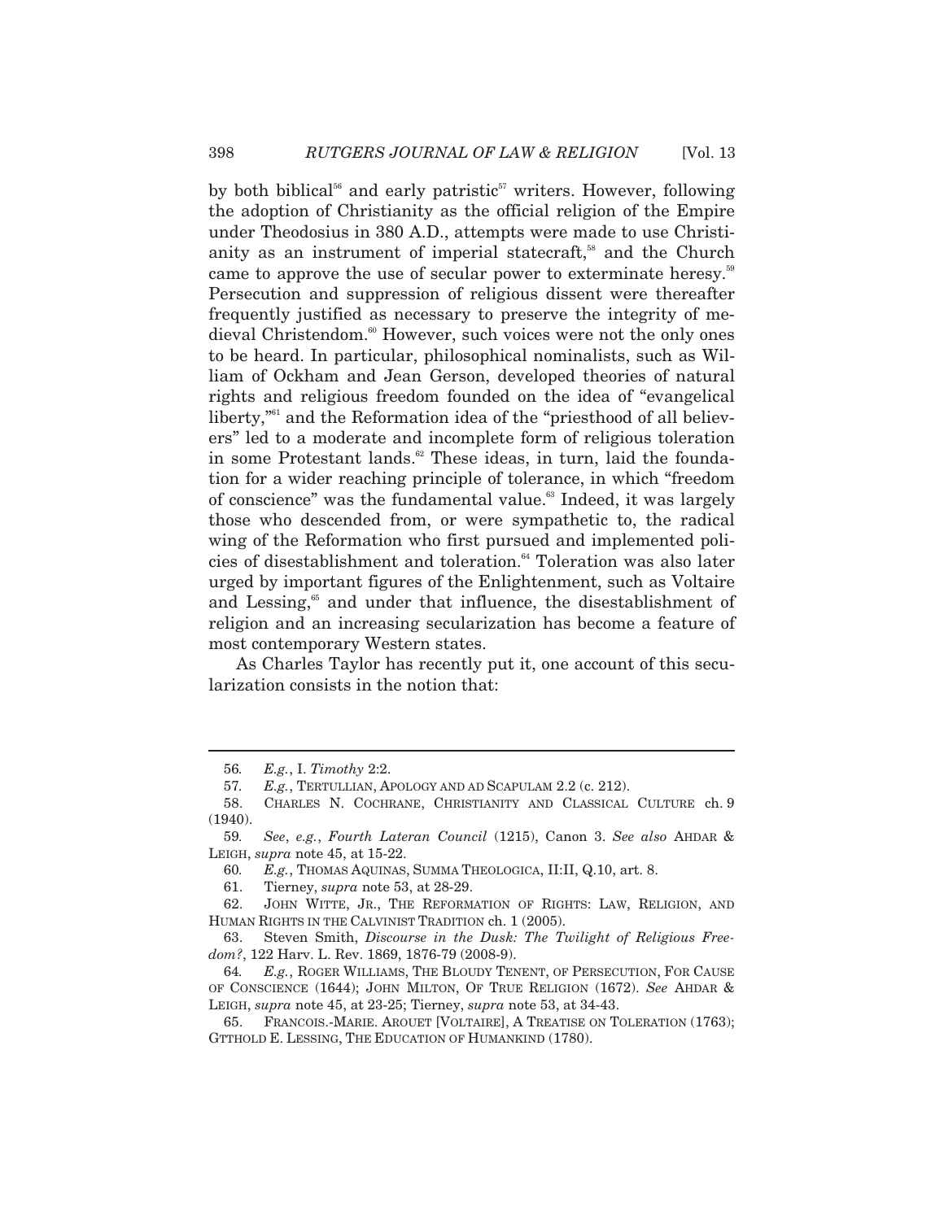by both biblical[56] and early patristic[57] writers. However, following the adoption of Christianity as the official religion of the Empire under Theodosius in 380 A.D., attempts were made to use Christianity as an instrument of imperial statecraft,[58] and the Church came to approve the use of secular power to exterminate heresy.[59] Persecution and suppression of religious dissent were thereafter frequently justified as necessary to preserve the integrity of medieval Christendom.[60] However, such voices were not the only ones to be heard. In particular, philosophical nominalists, such as William of Ockham and Jean Gerson, developed theories of natural rights and religious freedom founded on the idea of "evangelical liberty,"[61] and the Reformation idea of the "priesthood of all believers" led to a moderate and incomplete form of religious toleration in some Protestant lands.[62] These ideas, in turn, laid the foundation for a wider reaching principle of tolerance, in which "freedom of conscience" was the fundamental value.[63] Indeed, it was largely those who descended from, or were sympathetic to, the radical wing of the Reformation who first pursued and implemented policies of disestablishment and toleration.[64] Toleration was also later urged by important figures of the Enlightenment, such as Voltaire and Lessing,[65] and under that influence, the disestablishment of religion and an increasing secularization has become a feature of most contemporary Western states.

As Charles Taylor has recently put it, one account of this secularization consists in the notion that:

---

56. *E.g.*, I. *Timothy* 2:2.

57. *E.g.*, TERTULLIAN, APOLOGY AND AD SCAPULAM 2.2 (c. 212).

58. CHARLES N. COCHRANE, CHRISTIANITY AND CLASSICAL CULTURE ch. 9 (1940).

59. *See*, *e.g.*, *Fourth Lateran Council* (1215), Canon 3. *See also* AHDAR & LEIGH, *supra* note 45, at 15-22.

60. *E.g.*, THOMAS AQUINAS, SUMMA THEOLOGICA, II:II, Q.10, art. 8.

61. Tierney, *supra* note 53, at 28-29.

62. JOHN WITTE, JR., THE REFORMATION OF RIGHTS: LAW, RELIGION, AND HUMAN RIGHTS IN THE CALVINIST TRADITION ch. 1 (2005).

63. Steven Smith, *Discourse in the Dusk: The Twilight of Religious Freedom?*, 122 Harv. L. Rev. 1869, 1876-79 (2008-9).

64. *E.g.*, ROGER WILLIAMS, THE BLOUDY TENENT, OF PERSECUTION, FOR CAUSE OF CONSCIENCE (1644); JOHN MILTON, OF TRUE RELIGION (1672). *See* AHDAR & LEIGH, *supra* note 45, at 23-25; Tierney, *supra* note 53, at 34-43.

65. FRANCOIS.-MARIE. AROUET [VOLTAIRE], A TREATISE ON TOLERATION (1763); GTTHOLD E. LESSING, THE EDUCATION OF HUMANKIND (1780).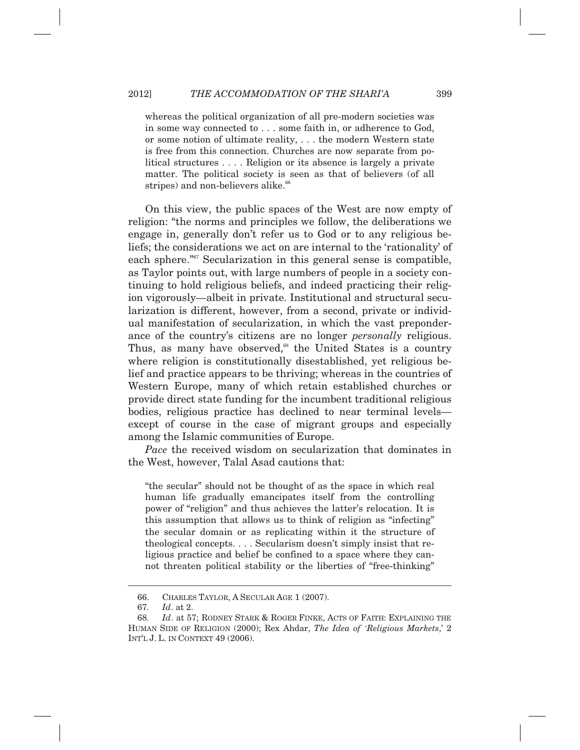> whereas the political organization of all pre-modern societies was in some way connected to . . . some faith in, or adherence to God, or some notion of ultimate reality, . . . the modern Western state is free from this connection. Churches are now separate from political structures . . . . Religion or its absence is largely a private matter. The political society is seen as that of believers (of all stripes) and non-believers alike.[66]

On this view, the public spaces of the West are now empty of religion: "the norms and principles we follow, the deliberations we engage in, generally don't refer us to God or to any religious beliefs; the considerations we act on are internal to the 'rationality' of each sphere."[67] Secularization in this general sense is compatible, as Taylor points out, with large numbers of people in a society continuing to hold religious beliefs, and indeed practicing their religion vigorously—albeit in private. Institutional and structural secularization is different, however, from a second, private or individual manifestation of secularization, in which the vast preponderance of the country's citizens are no longer *personally* religious. Thus, as many have observed,[68] the United States is a country where religion is constitutionally disestablished, yet religious belief and practice appears to be thriving; whereas in the countries of Western Europe, many of which retain established churches or provide direct state funding for the incumbent traditional religious bodies, religious practice has declined to near terminal levels—except of course in the case of migrant groups and especially among the Islamic communities of Europe.

*Pace* the received wisdom on secularization that dominates in the West, however, Talal Asad cautions that:

> "the secular" should not be thought of as the space in which real human life gradually emancipates itself from the controlling power of "religion" and thus achieves the latter's relocation. It is this assumption that allows us to think of religion as "infecting" the secular domain or as replicating within it the structure of theological concepts. . . . Secularism doesn't simply insist that religious practice and belief be confined to a space where they cannot threaten political stability or the liberties of "free-thinking"

---

66. CHARLES TAYLOR, A SECULAR AGE 1 (2007).

67. *Id*. at 2.

68. *Id*. at 57; RODNEY STARK & ROGER FINKE, ACTS OF FAITH: EXPLAINING THE HUMAN SIDE OF RELIGION (2000); Rex Ahdar, *The Idea of 'Religious Markets*,' 2 INT'L J. L. IN CONTEXT 49 (2006).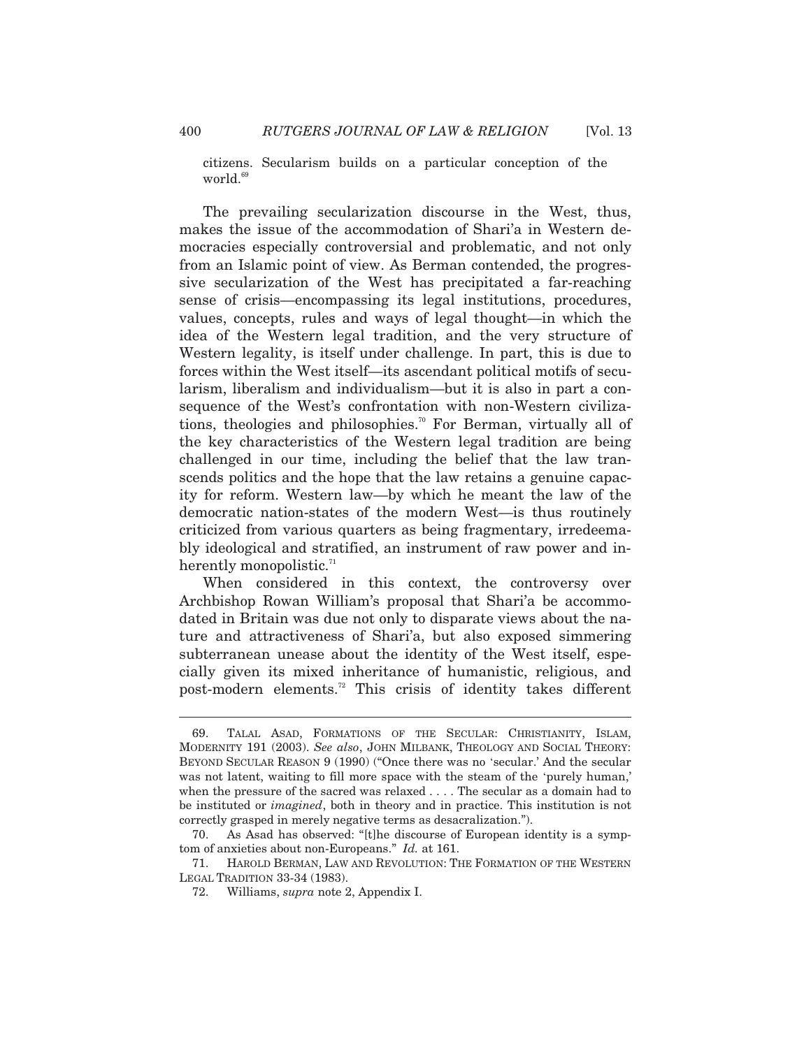citizens. Secularism builds on a particular conception of the world.[69]

The prevailing secularization discourse in the West, thus, makes the issue of the accommodation of Shari'a in Western democracies especially controversial and problematic, and not only from an Islamic point of view. As Berman contended, the progressive secularization of the West has precipitated a far-reaching sense of crisis—encompassing its legal institutions, procedures, values, concepts, rules and ways of legal thought—in which the idea of the Western legal tradition, and the very structure of Western legality, is itself under challenge. In part, this is due to forces within the West itself—its ascendant political motifs of secularism, liberalism and individualism—but it is also in part a consequence of the West's confrontation with non-Western civilizations, theologies and philosophies.[70] For Berman, virtually all of the key characteristics of the Western legal tradition are being challenged in our time, including the belief that the law transcends politics and the hope that the law retains a genuine capacity for reform. Western law—by which he meant the law of the democratic nation-states of the modern West—is thus routinely criticized from various quarters as being fragmentary, irredeemably ideological and stratified, an instrument of raw power and inherently monopolistic.[71]

When considered in this context, the controversy over Archbishop Rowan William's proposal that Shari'a be accommodated in Britain was due not only to disparate views about the nature and attractiveness of Shari'a, but also exposed simmering subterranean unease about the identity of the West itself, especially given its mixed inheritance of humanistic, religious, and post-modern elements.[72] This crisis of identity takes different

---

69. TALAL ASAD, FORMATIONS OF THE SECULAR: CHRISTIANITY, ISLAM, MODERNITY 191 (2003). *See also*, JOHN MILBANK, THEOLOGY AND SOCIAL THEORY: BEYOND SECULAR REASON 9 (1990) ("Once there was no 'secular.' And the secular was not latent, waiting to fill more space with the steam of the 'purely human,' when the pressure of the sacred was relaxed . . . . The secular as a domain had to be instituted or *imagined*, both in theory and in practice. This institution is not correctly grasped in merely negative terms as desacralization.").

70. As Asad has observed: "[t]he discourse of European identity is a symptom of anxieties about non-Europeans." *Id.* at 161.

71. HAROLD BERMAN, LAW AND REVOLUTION: THE FORMATION OF THE WESTERN LEGAL TRADITION 33-34 (1983).

72. Williams, *supra* note 2, Appendix I.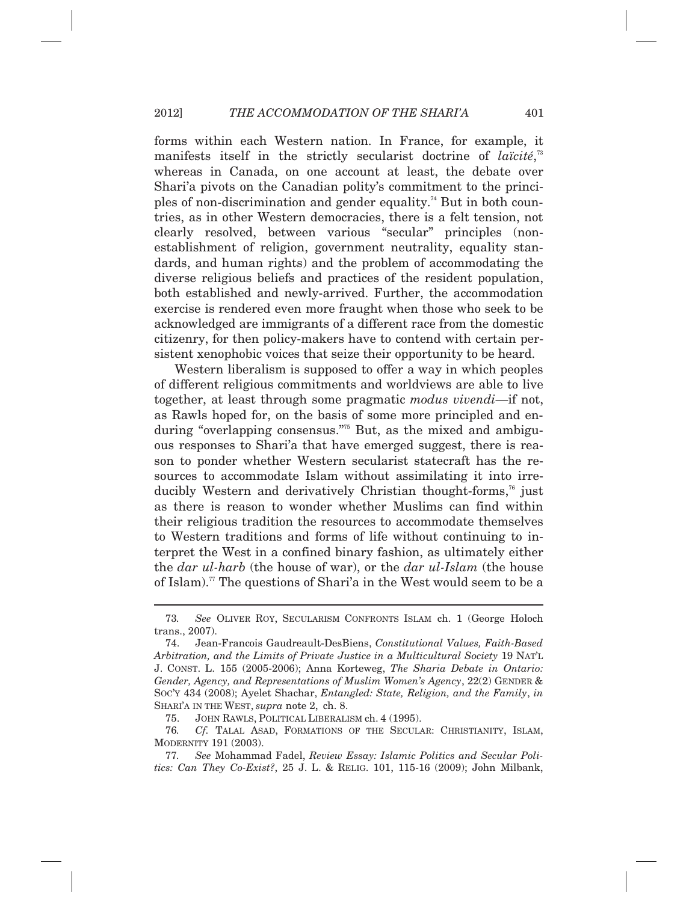forms within each Western nation. In France, for example, it manifests itself in the strictly secularist doctrine of *laïcité*,[73] whereas in Canada, on one account at least, the debate over Shari'a pivots on the Canadian polity's commitment to the principles of non-discrimination and gender equality.[74] But in both countries, as in other Western democracies, there is a felt tension, not clearly resolved, between various "secular" principles (non-establishment of religion, government neutrality, equality standards, and human rights) and the problem of accommodating the diverse religious beliefs and practices of the resident population, both established and newly-arrived. Further, the accommodation exercise is rendered even more fraught when those who seek to be acknowledged are immigrants of a different race from the domestic citizenry, for then policy-makers have to contend with certain persistent xenophobic voices that seize their opportunity to be heard.

Western liberalism is supposed to offer a way in which peoples of different religious commitments and worldviews are able to live together, at least through some pragmatic *modus vivendi*—if not, as Rawls hoped for, on the basis of some more principled and enduring "overlapping consensus."[75] But, as the mixed and ambiguous responses to Shari'a that have emerged suggest, there is reason to ponder whether Western secularist statecraft has the resources to accommodate Islam without assimilating it into irreducibly Western and derivatively Christian thought-forms,[76] just as there is reason to wonder whether Muslims can find within their religious tradition the resources to accommodate themselves to Western traditions and forms of life without continuing to interpret the West in a confined binary fashion, as ultimately either the *dar ul-harb* (the house of war), or the *dar ul-Islam* (the house of Islam).[77] The questions of Shari'a in the West would seem to be a

---

73. *See* OLIVER ROY, SECULARISM CONFRONTS ISLAM ch. 1 (George Holoch trans., 2007).

74. Jean-Francois Gaudreault-DesBiens, *Constitutional Values, Faith-Based Arbitration, and the Limits of Private Justice in a Multicultural Society* 19 NAT'L J. CONST. L. 155 (2005-2006); Anna Korteweg, *The Sharia Debate in Ontario: Gender, Agency, and Representations of Muslim Women's Agency*, 22(2) GENDER & SOC'Y 434 (2008); Ayelet Shachar, *Entangled: State, Religion, and the Family*, *in* SHARI'A IN THE WEST, *supra* note 2, ch. 8.

75. JOHN RAWLS, POLITICAL LIBERALISM ch. 4 (1995).

76. *Cf.* TALAL ASAD, FORMATIONS OF THE SECULAR: CHRISTIANITY, ISLAM, MODERNITY 191 (2003).

77. *See* Mohammad Fadel, *Review Essay: Islamic Politics and Secular Politics: Can They Co-Exist?*, 25 J. L. & RELIG. 101, 115-16 (2009); John Milbank,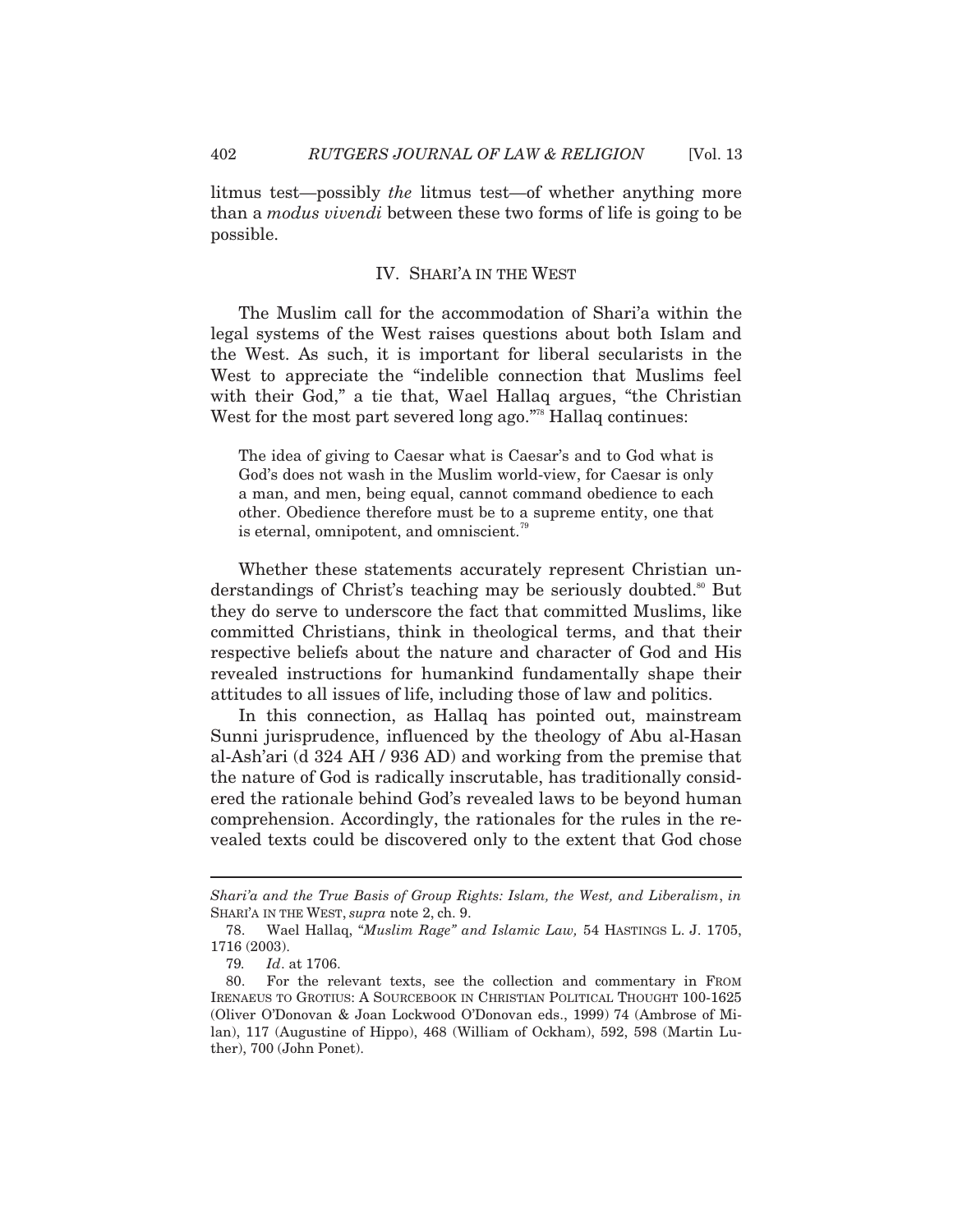litmus test—possibly *the* litmus test—of whether anything more than a *modus vivendi* between these two forms of life is going to be possible.

## IV. SHARI'A IN THE WEST

The Muslim call for the accommodation of Shari'a within the legal systems of the West raises questions about both Islam and the West. As such, it is important for liberal secularists in the West to appreciate the "indelible connection that Muslims feel with their God," a tie that, Wael Hallaq argues, "the Christian West for the most part severed long ago."[78] Hallaq continues:

> The idea of giving to Caesar what is Caesar's and to God what is God's does not wash in the Muslim world-view, for Caesar is only a man, and men, being equal, cannot command obedience to each other. Obedience therefore must be to a supreme entity, one that is eternal, omnipotent, and omniscient.[79]

Whether these statements accurately represent Christian understandings of Christ's teaching may be seriously doubted.[80] But they do serve to underscore the fact that committed Muslims, like committed Christians, think in theological terms, and that their respective beliefs about the nature and character of God and His revealed instructions for humankind fundamentally shape their attitudes to all issues of life, including those of law and politics.

In this connection, as Hallaq has pointed out, mainstream Sunni jurisprudence, influenced by the theology of Abu al-Hasan al-Ash'ari (d 324 AH / 936 AD) and working from the premise that the nature of God is radically inscrutable, has traditionally considered the rationale behind God's revealed laws to be beyond human comprehension. Accordingly, the rationales for the rules in the revealed texts could be discovered only to the extent that God chose

---

*Shari'a and the True Basis of Group Rights: Islam, the West, and Liberalism*, *in* SHARI'A IN THE WEST, *supra* note 2, ch. 9.

78. Wael Hallaq, *"Muslim Rage" and Islamic Law,* 54 HASTINGS L. J. 1705, 1716 (2003).

79. *Id*. at 1706.

80. For the relevant texts, see the collection and commentary in FROM IRENAEUS TO GROTIUS: A SOURCEBOOK IN CHRISTIAN POLITICAL THOUGHT 100-1625 (Oliver O'Donovan & Joan Lockwood O'Donovan eds., 1999) 74 (Ambrose of Milan), 117 (Augustine of Hippo), 468 (William of Ockham), 592, 598 (Martin Luther), 700 (John Ponet).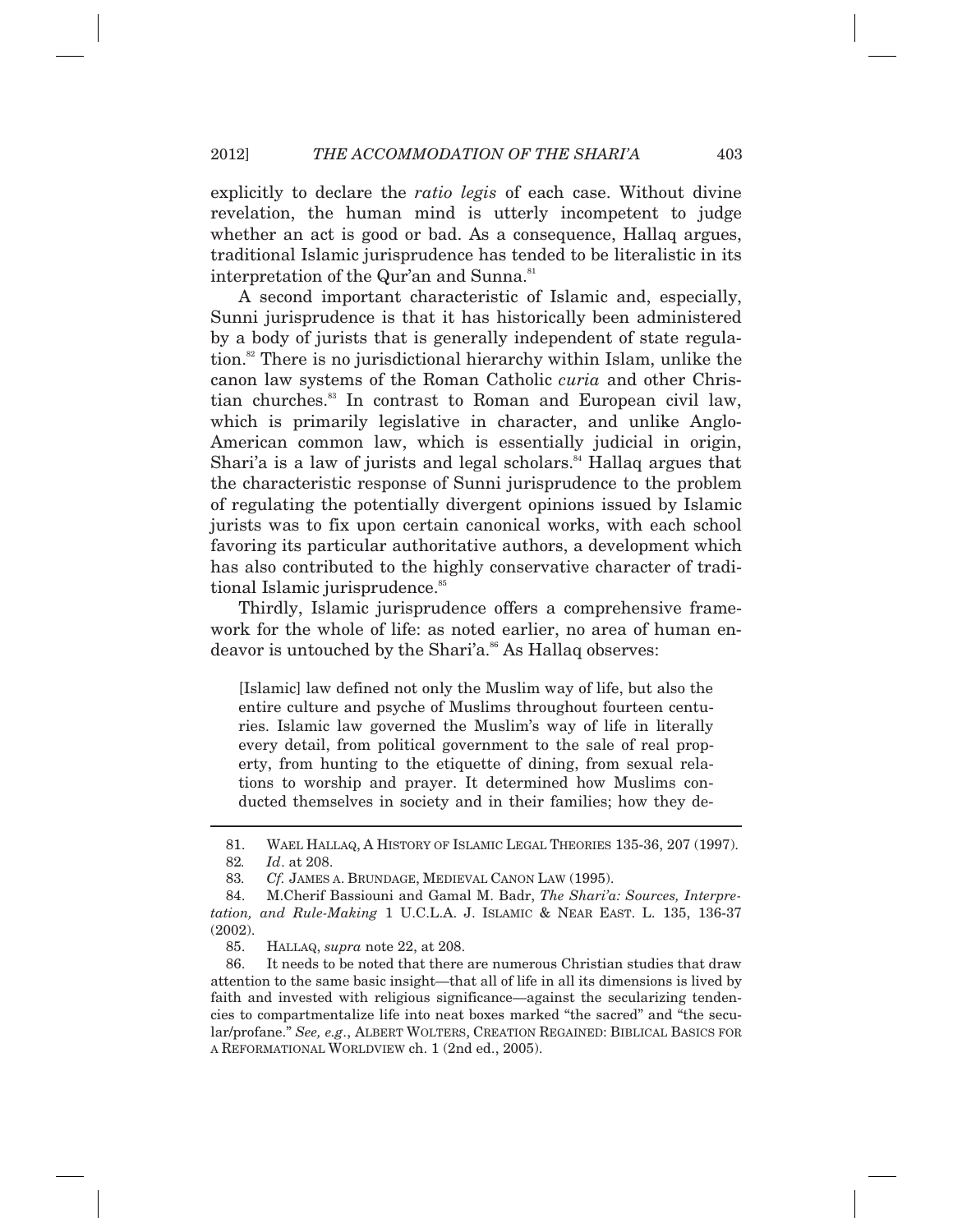explicitly to declare the *ratio legis* of each case. Without divine revelation, the human mind is utterly incompetent to judge whether an act is good or bad. As a consequence, Hallaq argues, traditional Islamic jurisprudence has tended to be literalistic in its interpretation of the Qur'an and Sunna.[81]

A second important characteristic of Islamic and, especially, Sunni jurisprudence is that it has historically been administered by a body of jurists that is generally independent of state regulation.[82] There is no jurisdictional hierarchy within Islam, unlike the canon law systems of the Roman Catholic *curia* and other Christian churches.[83] In contrast to Roman and European civil law, which is primarily legislative in character, and unlike Anglo-American common law, which is essentially judicial in origin, Shari'a is a law of jurists and legal scholars.[84] Hallaq argues that the characteristic response of Sunni jurisprudence to the problem of regulating the potentially divergent opinions issued by Islamic jurists was to fix upon certain canonical works, with each school favoring its particular authoritative authors, a development which has also contributed to the highly conservative character of traditional Islamic jurisprudence.[85]

Thirdly, Islamic jurisprudence offers a comprehensive framework for the whole of life: as noted earlier, no area of human endeavor is untouched by the Shari'a.[86] As Hallaq observes:

> [Islamic] law defined not only the Muslim way of life, but also the entire culture and psyche of Muslims throughout fourteen centuries. Islamic law governed the Muslim's way of life in literally every detail, from political government to the sale of real property, from hunting to the etiquette of dining, from sexual relations to worship and prayer. It determined how Muslims conducted themselves in society and in their families; how they de-

---

81. WAEL HALLAQ, A HISTORY OF ISLAMIC LEGAL THEORIES 135-36, 207 (1997).

82. *Id*. at 208.

83. *Cf.* JAMES A. BRUNDAGE, MEDIEVAL CANON LAW (1995).

84. M.Cherif Bassiouni and Gamal M. Badr, *The Shari'a: Sources, Interpretation, and Rule-Making* 1 U.C.L.A. J. ISLAMIC & NEAR EAST. L. 135, 136-37 (2002).

85. HALLAQ, *supra* note 22, at 208.

86. It needs to be noted that there are numerous Christian studies that draw attention to the same basic insight—that all of life in all its dimensions is lived by faith and invested with religious significance—against the secularizing tendencies to compartmentalize life into neat boxes marked "the sacred" and "the secular/profane." *See, e.g.*, ALBERT WOLTERS, CREATION REGAINED: BIBLICAL BASICS FOR A REFORMATIONAL WORLDVIEW ch. 1 (2nd ed., 2005).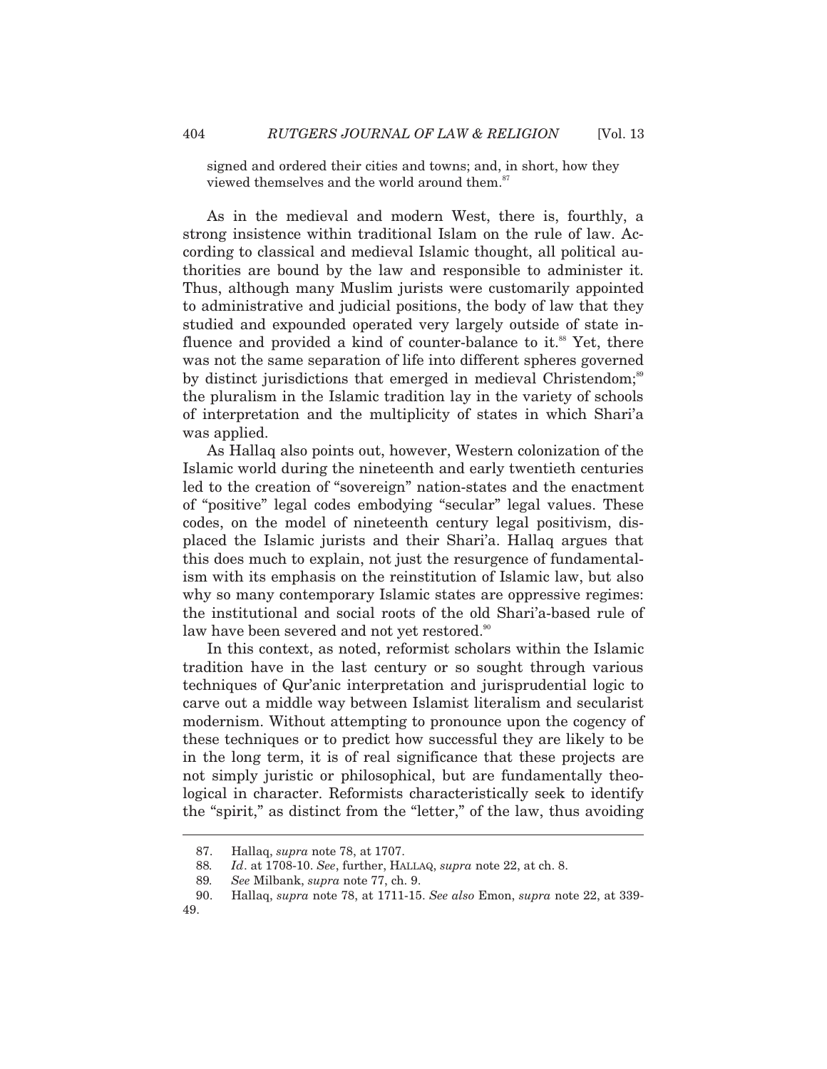signed and ordered their cities and towns; and, in short, how they viewed themselves and the world around them.[87]

As in the medieval and modern West, there is, fourthly, a strong insistence within traditional Islam on the rule of law. According to classical and medieval Islamic thought, all political authorities are bound by the law and responsible to administer it. Thus, although many Muslim jurists were customarily appointed to administrative and judicial positions, the body of law that they studied and expounded operated very largely outside of state influence and provided a kind of counter-balance to it.[88] Yet, there was not the same separation of life into different spheres governed by distinct jurisdictions that emerged in medieval Christendom;[89] the pluralism in the Islamic tradition lay in the variety of schools of interpretation and the multiplicity of states in which Shari'a was applied.

As Hallaq also points out, however, Western colonization of the Islamic world during the nineteenth and early twentieth centuries led to the creation of "sovereign" nation-states and the enactment of "positive" legal codes embodying "secular" legal values. These codes, on the model of nineteenth century legal positivism, displaced the Islamic jurists and their Shari'a. Hallaq argues that this does much to explain, not just the resurgence of fundamentalism with its emphasis on the reinstitution of Islamic law, but also why so many contemporary Islamic states are oppressive regimes: the institutional and social roots of the old Shari'a-based rule of law have been severed and not yet restored.[90]

In this context, as noted, reformist scholars within the Islamic tradition have in the last century or so sought through various techniques of Qur'anic interpretation and jurisprudential logic to carve out a middle way between Islamist literalism and secularist modernism. Without attempting to pronounce upon the cogency of these techniques or to predict how successful they are likely to be in the long term, it is of real significance that these projects are not simply juristic or philosophical, but are fundamentally theological in character. Reformists characteristically seek to identify the "spirit," as distinct from the "letter," of the law, thus avoiding

---

87. Hallaq, *supra* note 78, at 1707.

88. *Id*. at 1708-10. *See*, further, HALLAQ, *supra* note 22, at ch. 8.

89. *See* Milbank, *supra* note 77, ch. 9.

90. Hallaq, *supra* note 78, at 1711-15. *See also* Emon, *supra* note 22, at 339-49.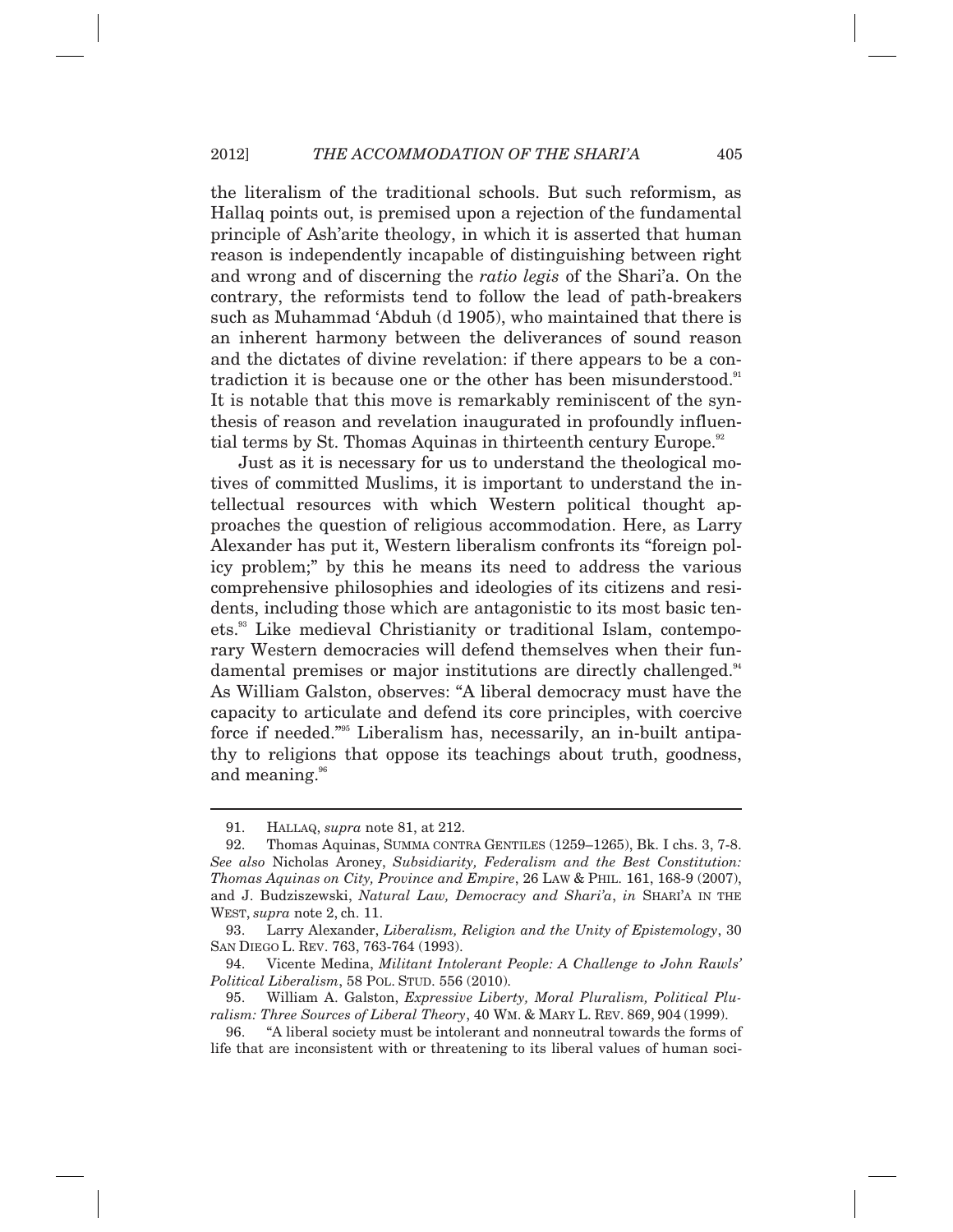the literalism of the traditional schools. But such reformism, as Hallaq points out, is premised upon a rejection of the fundamental principle of Ash'arite theology, in which it is asserted that human reason is independently incapable of distinguishing between right and wrong and of discerning the *ratio legis* of the Shari'a. On the contrary, the reformists tend to follow the lead of path-breakers such as Muhammad 'Abduh (d 1905), who maintained that there is an inherent harmony between the deliverances of sound reason and the dictates of divine revelation: if there appears to be a contradiction it is because one or the other has been misunderstood.[91] It is notable that this move is remarkably reminiscent of the synthesis of reason and revelation inaugurated in profoundly influential terms by St. Thomas Aquinas in thirteenth century Europe.[92]

Just as it is necessary for us to understand the theological motives of committed Muslims, it is important to understand the intellectual resources with which Western political thought approaches the question of religious accommodation. Here, as Larry Alexander has put it, Western liberalism confronts its "foreign policy problem;" by this he means its need to address the various comprehensive philosophies and ideologies of its citizens and residents, including those which are antagonistic to its most basic tenets.[93] Like medieval Christianity or traditional Islam, contemporary Western democracies will defend themselves when their fundamental premises or major institutions are directly challenged.[94] As William Galston, observes: "A liberal democracy must have the capacity to articulate and defend its core principles, with coercive force if needed."[95] Liberalism has, necessarily, an in-built antipathy to religions that oppose its teachings about truth, goodness, and meaning.[96]

---

91. HALLAQ, *supra* note 81, at 212.

92. Thomas Aquinas, SUMMA CONTRA GENTILES (1259–1265), Bk. I chs. 3, 7-8. *See also* Nicholas Aroney, *Subsidiarity, Federalism and the Best Constitution: Thomas Aquinas on City, Province and Empire*, 26 LAW & PHIL. 161, 168-9 (2007), and J. Budziszewski, *Natural Law, Democracy and Shari'a*, *in* SHARI'A IN THE WEST, *supra* note 2, ch. 11.

93. Larry Alexander, *Liberalism, Religion and the Unity of Epistemology*, 30 SAN DIEGO L. REV. 763, 763-764 (1993).

94. Vicente Medina, *Militant Intolerant People: A Challenge to John Rawls' Political Liberalism*, 58 POL. STUD. 556 (2010).

95. William A. Galston, *Expressive Liberty, Moral Pluralism, Political Pluralism: Three Sources of Liberal Theory*, 40 WM. & MARY L. REV. 869, 904 (1999).

96. "A liberal society must be intolerant and nonneutral towards the forms of life that are inconsistent with or threatening to its liberal values of human soci-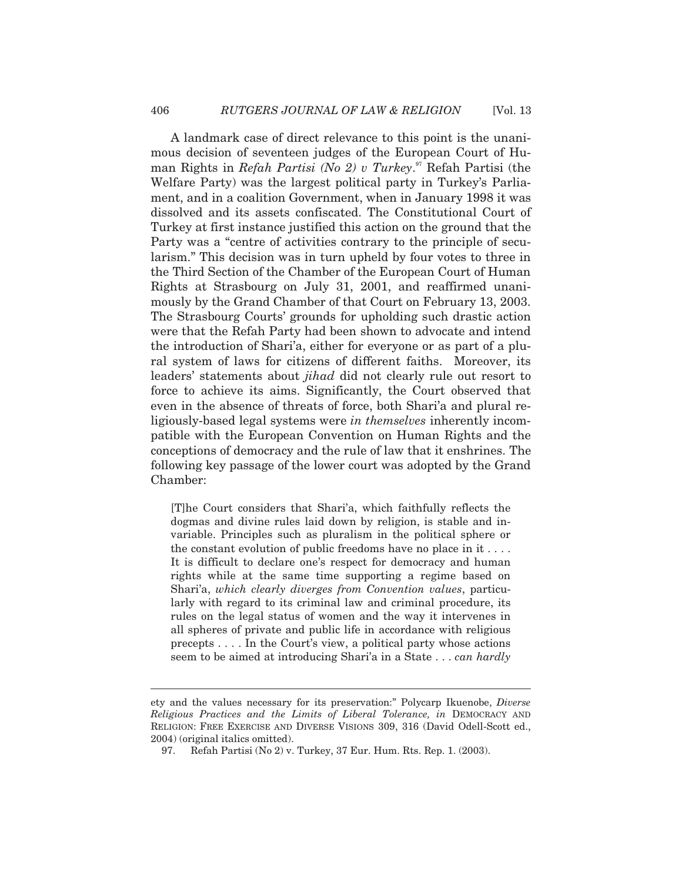A landmark case of direct relevance to this point is the unanimous decision of seventeen judges of the European Court of Human Rights in *Refah Partisi (No 2) v Turkey*.[97] Refah Partisi (the Welfare Party) was the largest political party in Turkey's Parliament, and in a coalition Government, when in January 1998 it was dissolved and its assets confiscated. The Constitutional Court of Turkey at first instance justified this action on the ground that the Party was a "centre of activities contrary to the principle of secularism." This decision was in turn upheld by four votes to three in the Third Section of the Chamber of the European Court of Human Rights at Strasbourg on July 31, 2001, and reaffirmed unanimously by the Grand Chamber of that Court on February 13, 2003. The Strasbourg Courts' grounds for upholding such drastic action were that the Refah Party had been shown to advocate and intend the introduction of Shari'a, either for everyone or as part of a plural system of laws for citizens of different faiths. Moreover, its leaders' statements about *jihad* did not clearly rule out resort to force to achieve its aims. Significantly, the Court observed that even in the absence of threats of force, both Shari'a and plural religiously-based legal systems were *in themselves* inherently incompatible with the European Convention on Human Rights and the conceptions of democracy and the rule of law that it enshrines. The following key passage of the lower court was adopted by the Grand Chamber:

> [T]he Court considers that Shari'a, which faithfully reflects the dogmas and divine rules laid down by religion, is stable and invariable. Principles such as pluralism in the political sphere or the constant evolution of public freedoms have no place in it . . . . It is difficult to declare one's respect for democracy and human rights while at the same time supporting a regime based on Shari'a, *which clearly diverges from Convention values*, particularly with regard to its criminal law and criminal procedure, its rules on the legal status of women and the way it intervenes in all spheres of private and public life in accordance with religious precepts . . . . In the Court's view, a political party whose actions seem to be aimed at introducing Shari'a in a State . . . *can hardly*

---

ety and the values necessary for its preservation:" Polycarp Ikuenobe, *Diverse Religious Practices and the Limits of Liberal Tolerance, in* DEMOCRACY AND RELIGION: FREE EXERCISE AND DIVERSE VISIONS 309, 316 (David Odell-Scott ed., 2004) (original italics omitted).

97. Refah Partisi (No 2) v. Turkey, 37 Eur. Hum. Rts. Rep. 1. (2003).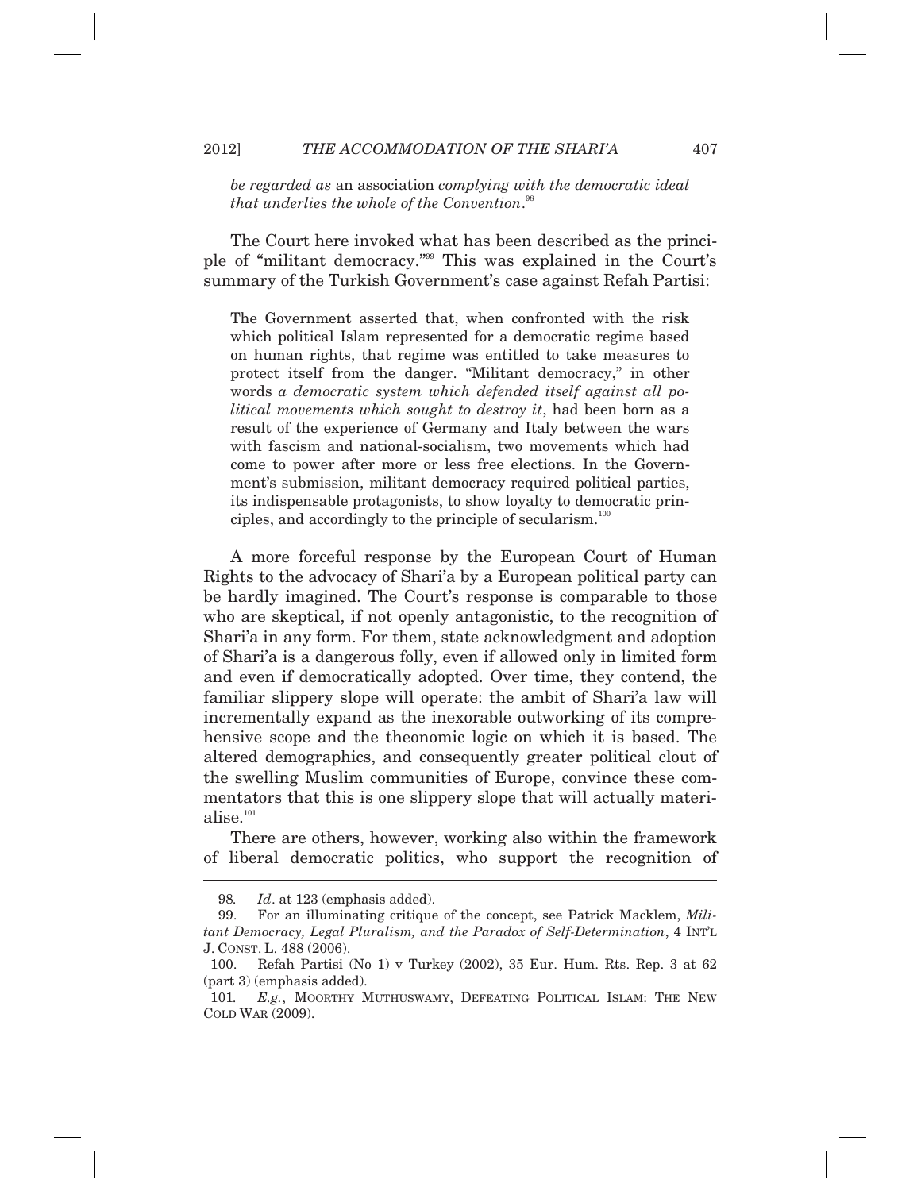*be regarded as* an association *complying with the democratic ideal that underlies the whole of the Convention*.[98]

The Court here invoked what has been described as the principle of "militant democracy."[99] This was explained in the Court's summary of the Turkish Government's case against Refah Partisi:

> The Government asserted that, when confronted with the risk which political Islam represented for a democratic regime based on human rights, that regime was entitled to take measures to protect itself from the danger. "Militant democracy," in other words *a democratic system which defended itself against all political movements which sought to destroy it*, had been born as a result of the experience of Germany and Italy between the wars with fascism and national-socialism, two movements which had come to power after more or less free elections. In the Government's submission, militant democracy required political parties, its indispensable protagonists, to show loyalty to democratic principles, and accordingly to the principle of secularism.[100]

A more forceful response by the European Court of Human Rights to the advocacy of Shari'a by a European political party can be hardly imagined. The Court's response is comparable to those who are skeptical, if not openly antagonistic, to the recognition of Shari'a in any form. For them, state acknowledgment and adoption of Shari'a is a dangerous folly, even if allowed only in limited form and even if democratically adopted. Over time, they contend, the familiar slippery slope will operate: the ambit of Shari'a law will incrementally expand as the inexorable outworking of its comprehensive scope and the theonomic logic on which it is based. The altered demographics, and consequently greater political clout of the swelling Muslim communities of Europe, convince these commentators that this is one slippery slope that will actually materialise.[101]

There are others, however, working also within the framework of liberal democratic politics, who support the recognition of

---

98. *Id*. at 123 (emphasis added).

99. For an illuminating critique of the concept, see Patrick Macklem, *Militant Democracy, Legal Pluralism, and the Paradox of Self-Determination*, 4 INT'L J. CONST. L. 488 (2006).

100. Refah Partisi (No 1) v Turkey (2002), 35 Eur. Hum. Rts. Rep. 3 at 62 (part 3) (emphasis added).

101. *E.g.*, MOORTHY MUTHUSWAMY, DEFEATING POLITICAL ISLAM: THE NEW COLD WAR (2009).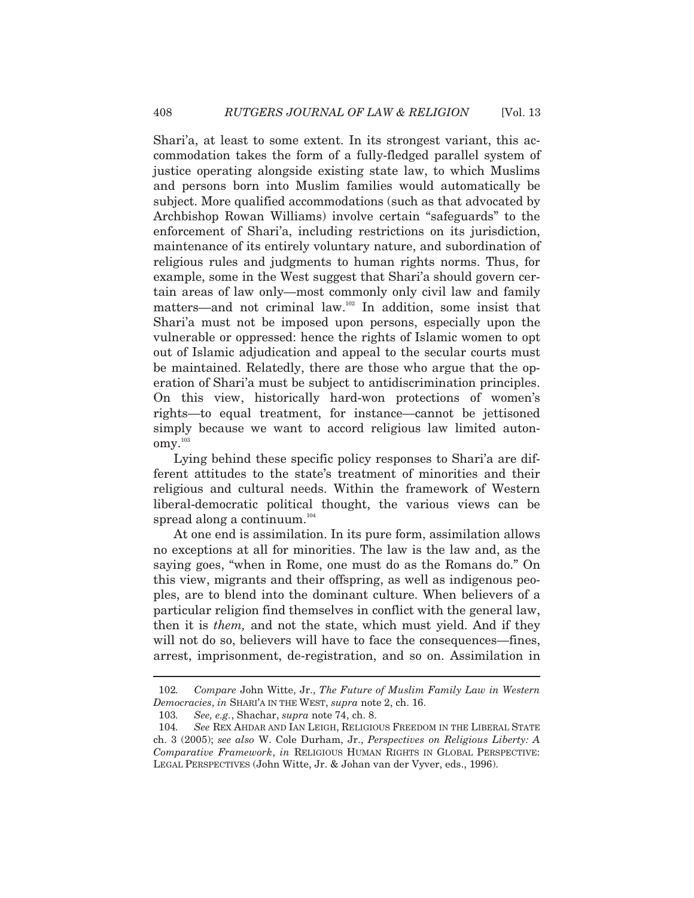Shari'a, at least to some extent. In its strongest variant, this accommodation takes the form of a fully-fledged parallel system of justice operating alongside existing state law, to which Muslims and persons born into Muslim families would automatically be subject. More qualified accommodations (such as that advocated by Archbishop Rowan Williams) involve certain "safeguards" to the enforcement of Shari'a, including restrictions on its jurisdiction, maintenance of its entirely voluntary nature, and subordination of religious rules and judgments to human rights norms. Thus, for example, some in the West suggest that Shari'a should govern certain areas of law only—most commonly only civil law and family matters—and not criminal law.[102] In addition, some insist that Shari'a must not be imposed upon persons, especially upon the vulnerable or oppressed: hence the rights of Islamic women to opt out of Islamic adjudication and appeal to the secular courts must be maintained. Relatedly, there are those who argue that the operation of Shari'a must be subject to antidiscrimination principles. On this view, historically hard-won protections of women's rights—to equal treatment, for instance—cannot be jettisoned simply because we want to accord religious law limited autonomy.[103]

Lying behind these specific policy responses to Shari'a are different attitudes to the state's treatment of minorities and their religious and cultural needs. Within the framework of Western liberal-democratic political thought, the various views can be spread along a continuum.[104]

At one end is assimilation. In its pure form, assimilation allows no exceptions at all for minorities. The law is the law and, as the saying goes, "when in Rome, one must do as the Romans do." On this view, migrants and their offspring, as well as indigenous peoples, are to blend into the dominant culture. When believers of a particular religion find themselves in conflict with the general law, then it is *them,* and not the state, which must yield. And if they will not do so, believers will have to face the consequences—fines, arrest, imprisonment, de-registration, and so on. Assimilation in

---

102. *Compare* John Witte, Jr., *The Future of Muslim Family Law in Western Democracies*, *in* SHARI'A IN THE WEST, *supra* note 2, ch. 16.

103. *See, e.g.*, Shachar, *supra* note 74, ch. 8.

104. *See* REX AHDAR AND IAN LEIGH, RELIGIOUS FREEDOM IN THE LIBERAL STATE ch. 3 (2005); *see also* W. Cole Durham, Jr., *Perspectives on Religious Liberty: A Comparative Framework*, *in* RELIGIOUS HUMAN RIGHTS IN GLOBAL PERSPECTIVE: LEGAL PERSPECTIVES (John Witte, Jr. & Johan van der Vyver, eds., 1996).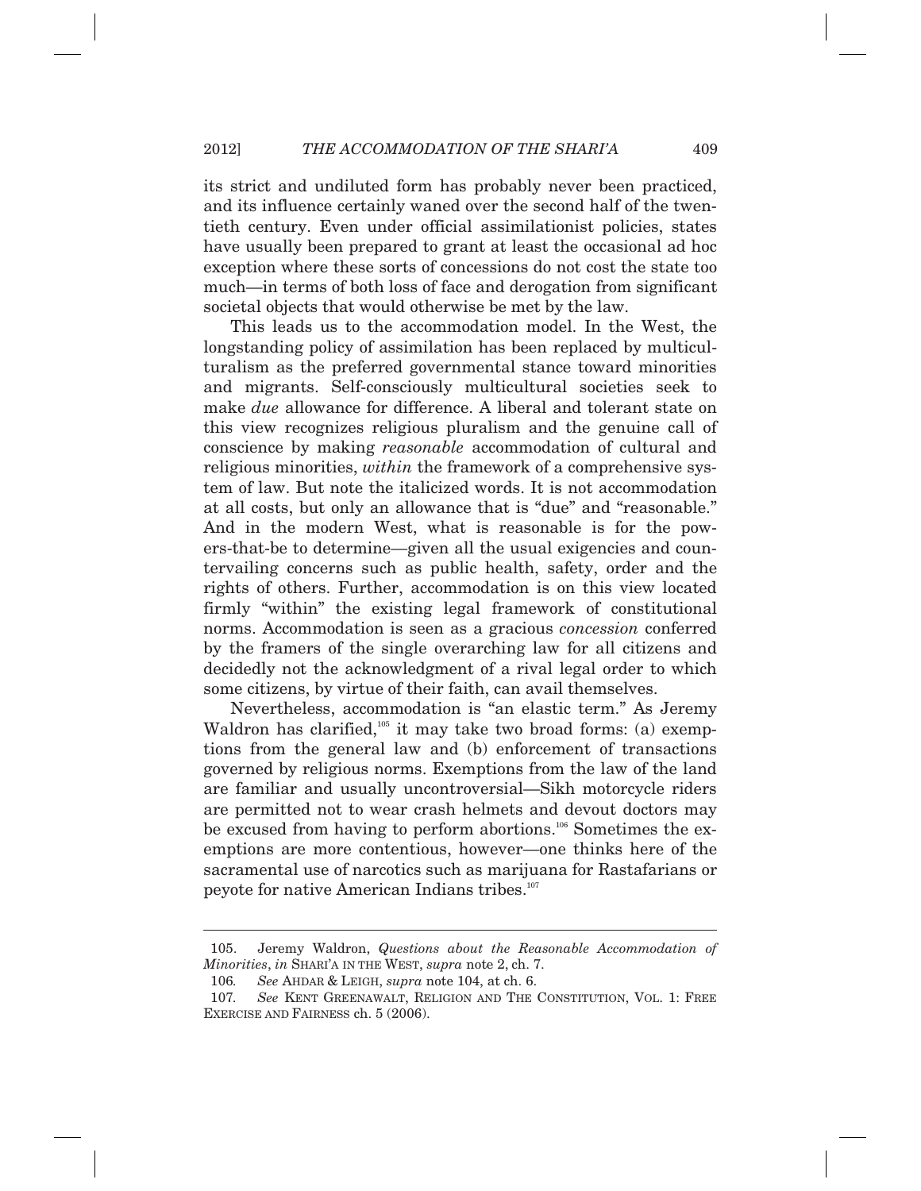its strict and undiluted form has probably never been practiced, and its influence certainly waned over the second half of the twentieth century. Even under official assimilationist policies, states have usually been prepared to grant at least the occasional ad hoc exception where these sorts of concessions do not cost the state too much—in terms of both loss of face and derogation from significant societal objects that would otherwise be met by the law.

This leads us to the accommodation model. In the West, the longstanding policy of assimilation has been replaced by multiculturalism as the preferred governmental stance toward minorities and migrants. Self-consciously multicultural societies seek to make *due* allowance for difference. A liberal and tolerant state on this view recognizes religious pluralism and the genuine call of conscience by making *reasonable* accommodation of cultural and religious minorities, *within* the framework of a comprehensive system of law. But note the italicized words. It is not accommodation at all costs, but only an allowance that is "due" and "reasonable." And in the modern West, what is reasonable is for the powers-that-be to determine—given all the usual exigencies and countervailing concerns such as public health, safety, order and the rights of others. Further, accommodation is on this view located firmly "within" the existing legal framework of constitutional norms. Accommodation is seen as a gracious *concession* conferred by the framers of the single overarching law for all citizens and decidedly not the acknowledgment of a rival legal order to which some citizens, by virtue of their faith, can avail themselves.

Nevertheless, accommodation is "an elastic term." As Jeremy Waldron has clarified,[105] it may take two broad forms: (a) exemptions from the general law and (b) enforcement of transactions governed by religious norms. Exemptions from the law of the land are familiar and usually uncontroversial—Sikh motorcycle riders are permitted not to wear crash helmets and devout doctors may be excused from having to perform abortions.[106] Sometimes the exemptions are more contentious, however—one thinks here of the sacramental use of narcotics such as marijuana for Rastafarians or peyote for native American Indians tribes.[107]

---

105. Jeremy Waldron, *Questions about the Reasonable Accommodation of Minorities*, *in* SHARI'A IN THE WEST, *supra* note 2, ch. 7.

106. *See* AHDAR & LEIGH, *supra* note 104, at ch. 6.

107. *See* KENT GREENAWALT, RELIGION AND THE CONSTITUTION, VOL. 1: FREE EXERCISE AND FAIRNESS ch. 5 (2006).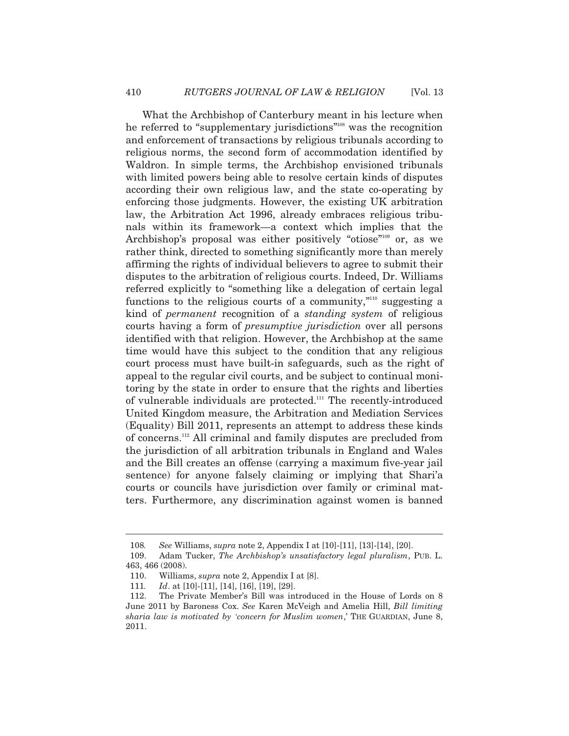What the Archbishop of Canterbury meant in his lecture when he referred to "supplementary jurisdictions"[108] was the recognition and enforcement of transactions by religious tribunals according to religious norms, the second form of accommodation identified by Waldron. In simple terms, the Archbishop envisioned tribunals with limited powers being able to resolve certain kinds of disputes according their own religious law, and the state co-operating by enforcing those judgments. However, the existing UK arbitration law, the Arbitration Act 1996, already embraces religious tribunals within its framework—a context which implies that the Archbishop's proposal was either positively "otiose"[109] or, as we rather think, directed to something significantly more than merely affirming the rights of individual believers to agree to submit their disputes to the arbitration of religious courts. Indeed, Dr. Williams referred explicitly to "something like a delegation of certain legal functions to the religious courts of a community,"[110] suggesting a kind of *permanent* recognition of a *standing system* of religious courts having a form of *presumptive jurisdiction* over all persons identified with that religion. However, the Archbishop at the same time would have this subject to the condition that any religious court process must have built-in safeguards, such as the right of appeal to the regular civil courts, and be subject to continual monitoring by the state in order to ensure that the rights and liberties of vulnerable individuals are protected.[111] The recently-introduced United Kingdom measure, the Arbitration and Mediation Services (Equality) Bill 2011, represents an attempt to address these kinds of concerns.[112] All criminal and family disputes are precluded from the jurisdiction of all arbitration tribunals in England and Wales and the Bill creates an offense (carrying a maximum five-year jail sentence) for anyone falsely claiming or implying that Shari'a courts or councils have jurisdiction over family or criminal matters. Furthermore, any discrimination against women is banned

---

108. *See* Williams, *supra* note 2, Appendix I at [10]-[11], [13]-[14], [20].

109. Adam Tucker, *The Archbishop's unsatisfactory legal pluralism*, PUB. L. 463, 466 (2008).

110. Williams, *supra* note 2, Appendix I at [8].

111. *Id*. at [10]-[11], [14], [16], [19], [29].

112. The Private Member's Bill was introduced in the House of Lords on 8 June 2011 by Baroness Cox. *See* Karen McVeigh and Amelia Hill, *Bill limiting sharia law is motivated by 'concern for Muslim women*,' THE GUARDIAN, June 8, 2011.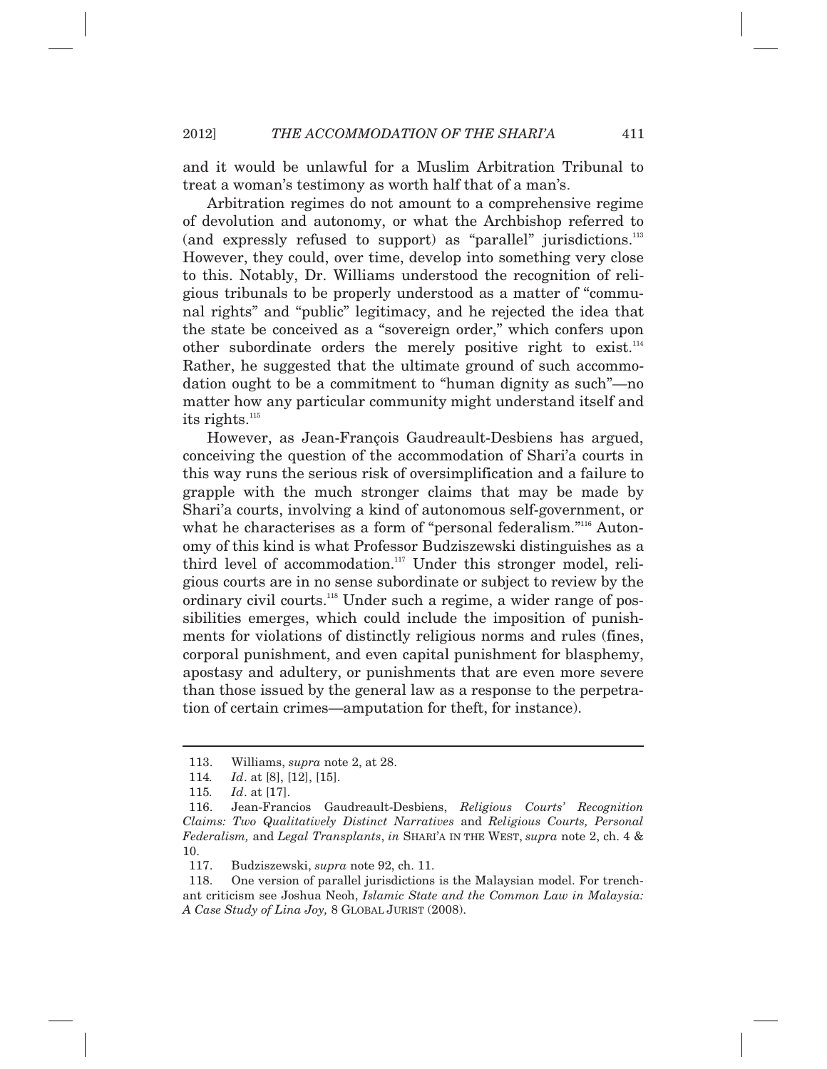and it would be unlawful for a Muslim Arbitration Tribunal to treat a woman's testimony as worth half that of a man's.

Arbitration regimes do not amount to a comprehensive regime of devolution and autonomy, or what the Archbishop referred to (and expressly refused to support) as "parallel" jurisdictions.[113] However, they could, over time, develop into something very close to this. Notably, Dr. Williams understood the recognition of religious tribunals to be properly understood as a matter of "communal rights" and "public" legitimacy, and he rejected the idea that the state be conceived as a "sovereign order," which confers upon other subordinate orders the merely positive right to exist.[114] Rather, he suggested that the ultimate ground of such accommodation ought to be a commitment to "human dignity as such"—no matter how any particular community might understand itself and its rights.[115]

However, as Jean-François Gaudreault-Desbiens has argued, conceiving the question of the accommodation of Shari'a courts in this way runs the serious risk of oversimplification and a failure to grapple with the much stronger claims that may be made by Shari'a courts, involving a kind of autonomous self-government, or what he characterises as a form of "personal federalism."[116] Autonomy of this kind is what Professor Budziszewski distinguishes as a third level of accommodation.[117] Under this stronger model, religious courts are in no sense subordinate or subject to review by the ordinary civil courts.[118] Under such a regime, a wider range of possibilities emerges, which could include the imposition of punishments for violations of distinctly religious norms and rules (fines, corporal punishment, and even capital punishment for blasphemy, apostasy and adultery, or punishments that are even more severe than those issued by the general law as a response to the perpetration of certain crimes—amputation for theft, for instance).

---

113. Williams, *supra* note 2, at 28.

114. *Id*. at [8], [12], [15].

115. *Id*. at [17].

116. Jean-Francios Gaudreault-Desbiens, *Religious Courts' Recognition Claims: Two Qualitatively Distinct Narratives* and *Religious Courts, Personal Federalism,* and *Legal Transplants*, *in* SHARI'A IN THE WEST, *supra* note 2, ch. 4 & 10.

117. Budziszewski, *supra* note 92, ch. 11.

118. One version of parallel jurisdictions is the Malaysian model. For trenchant criticism see Joshua Neoh, *Islamic State and the Common Law in Malaysia: A Case Study of Lina Joy,* 8 GLOBAL JURIST (2008).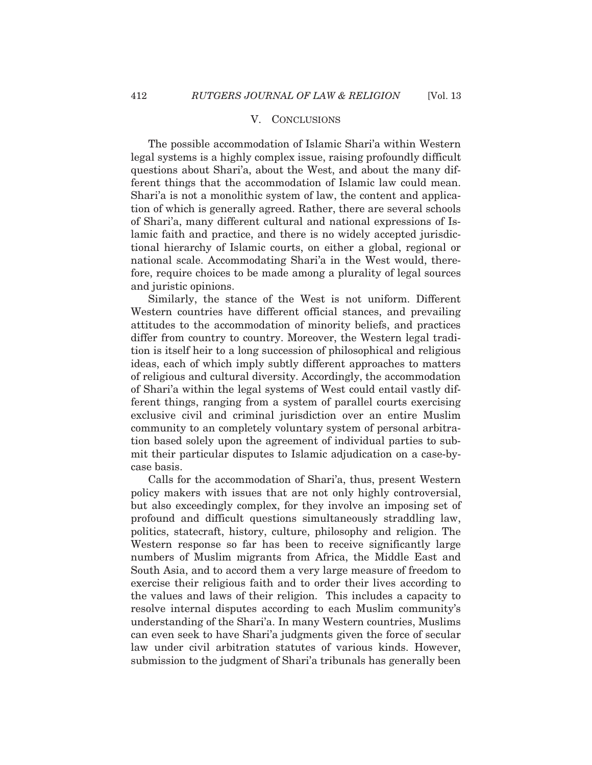## V. CONCLUSIONS

The possible accommodation of Islamic Shari'a within Western legal systems is a highly complex issue, raising profoundly difficult questions about Shari'a, about the West, and about the many different things that the accommodation of Islamic law could mean. Shari'a is not a monolithic system of law, the content and application of which is generally agreed. Rather, there are several schools of Shari'a, many different cultural and national expressions of Islamic faith and practice, and there is no widely accepted jurisdictional hierarchy of Islamic courts, on either a global, regional or national scale. Accommodating Shari'a in the West would, therefore, require choices to be made among a plurality of legal sources and juristic opinions.

Similarly, the stance of the West is not uniform. Different Western countries have different official stances, and prevailing attitudes to the accommodation of minority beliefs, and practices differ from country to country. Moreover, the Western legal tradition is itself heir to a long succession of philosophical and religious ideas, each of which imply subtly different approaches to matters of religious and cultural diversity. Accordingly, the accommodation of Shari'a within the legal systems of West could entail vastly different things, ranging from a system of parallel courts exercising exclusive civil and criminal jurisdiction over an entire Muslim community to an completely voluntary system of personal arbitration based solely upon the agreement of individual parties to submit their particular disputes to Islamic adjudication on a case-by-case basis.

Calls for the accommodation of Shari'a, thus, present Western policy makers with issues that are not only highly controversial, but also exceedingly complex, for they involve an imposing set of profound and difficult questions simultaneously straddling law, politics, statecraft, history, culture, philosophy and religion. The Western response so far has been to receive significantly large numbers of Muslim migrants from Africa, the Middle East and South Asia, and to accord them a very large measure of freedom to exercise their religious faith and to order their lives according to the values and laws of their religion. This includes a capacity to resolve internal disputes according to each Muslim community's understanding of the Shari'a. In many Western countries, Muslims can even seek to have Shari'a judgments given the force of secular law under civil arbitration statutes of various kinds. However, submission to the judgment of Shari'a tribunals has generally been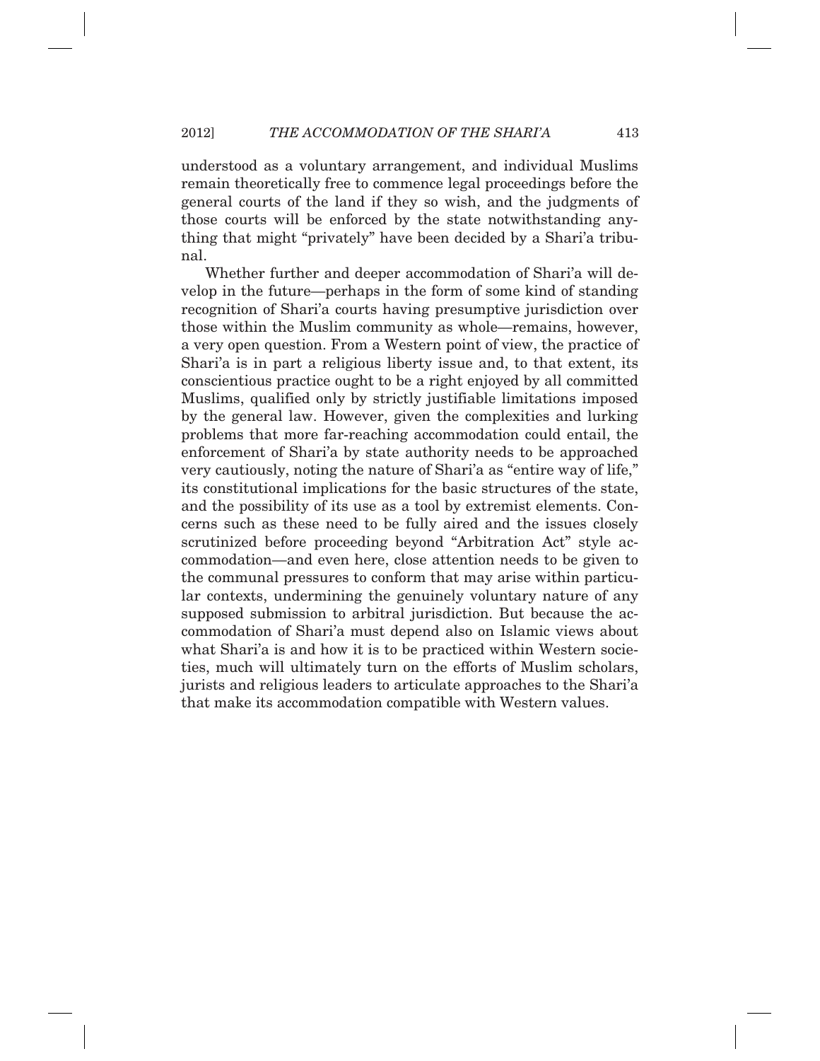understood as a voluntary arrangement, and individual Muslims remain theoretically free to commence legal proceedings before the general courts of the land if they so wish, and the judgments of those courts will be enforced by the state notwithstanding anything that might "privately" have been decided by a Shari'a tribunal.

Whether further and deeper accommodation of Shari'a will develop in the future—perhaps in the form of some kind of standing recognition of Shari'a courts having presumptive jurisdiction over those within the Muslim community as whole—remains, however, a very open question. From a Western point of view, the practice of Shari'a is in part a religious liberty issue and, to that extent, its conscientious practice ought to be a right enjoyed by all committed Muslims, qualified only by strictly justifiable limitations imposed by the general law. However, given the complexities and lurking problems that more far-reaching accommodation could entail, the enforcement of Shari'a by state authority needs to be approached very cautiously, noting the nature of Shari'a as "entire way of life," its constitutional implications for the basic structures of the state, and the possibility of its use as a tool by extremist elements. Concerns such as these need to be fully aired and the issues closely scrutinized before proceeding beyond "Arbitration Act" style accommodation—and even here, close attention needs to be given to the communal pressures to conform that may arise within particular contexts, undermining the genuinely voluntary nature of any supposed submission to arbitral jurisdiction. But because the accommodation of Shari'a must depend also on Islamic views about what Shari'a is and how it is to be practiced within Western societies, much will ultimately turn on the efforts of Muslim scholars, jurists and religious leaders to articulate approaches to the Shari'a that make its accommodation compatible with Western values.